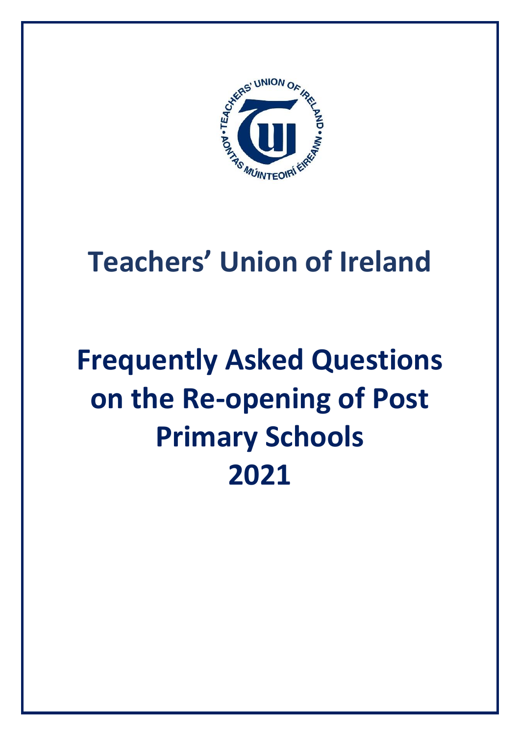# Teachers' Union of Ireland

# Frequently Asked Questions on the Re-opening of Post Primary Schools 2021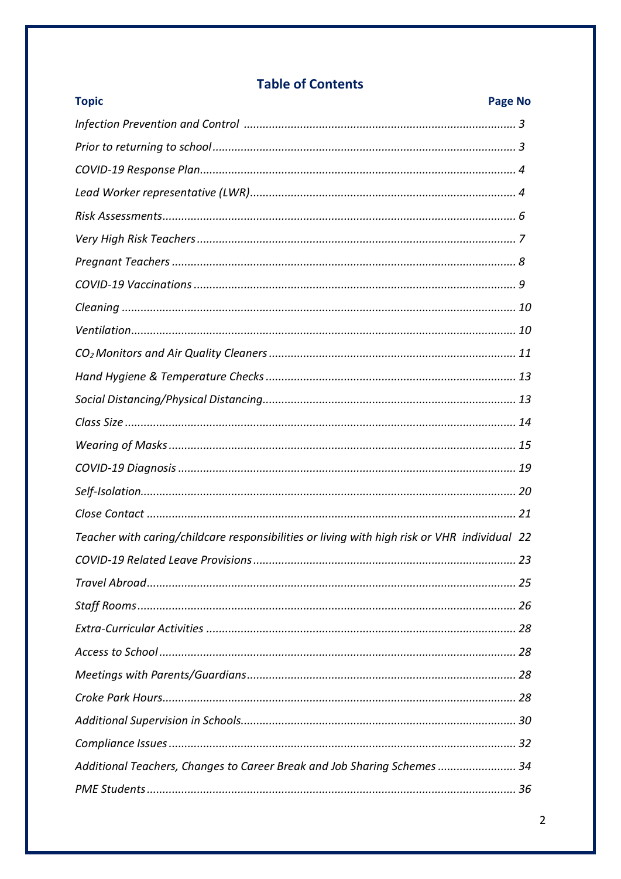## Table of Contents

| Topic | Page No |
|---|---|
| *Infection Prevention and Control* | *3* |
| *Prior to returning to school* | *3* |
| *COVID-19 Response Plan* | *4* |
| *Lead Worker representative (LWR)* | *4* |
| *Risk Assessments* | *6* |
| *Very High Risk Teachers* | *7* |
| *Pregnant Teachers* | *8* |
| *COVID-19 Vaccinations* | *9* |
| *Cleaning* | *10* |
| *Ventilation* | *10* |
| *$CO_2$ Monitors and Air Quality Cleaners* | *11* |
| *Hand Hygiene & Temperature Checks* | *13* |
| *Social Distancing/Physical Distancing* | *13* |
| *Class Size* | *14* |
| *Wearing of Masks* | *15* |
| *COVID-19 Diagnosis* | *19* |
| *Self-Isolation* | *20* |
| *Close Contact* | *21* |
| *Teacher with caring/childcare responsibilities or living with high risk or VHR individual* | *22* |
| *COVID-19 Related Leave Provisions* | *23* |
| *Travel Abroad* | *25* |
| *Staff Rooms* | *26* |
| *Extra-Curricular Activities* | *28* |
| *Access to School* | *28* |
| *Meetings with Parents/Guardians* | *28* |
| *Croke Park Hours* | *28* |
| *Additional Supervision in Schools* | *30* |
| *Compliance Issues* | *32* |
| *Additional Teachers, Changes to Career Break and Job Sharing Schemes* | *34* |
| *PME Students* | *36* |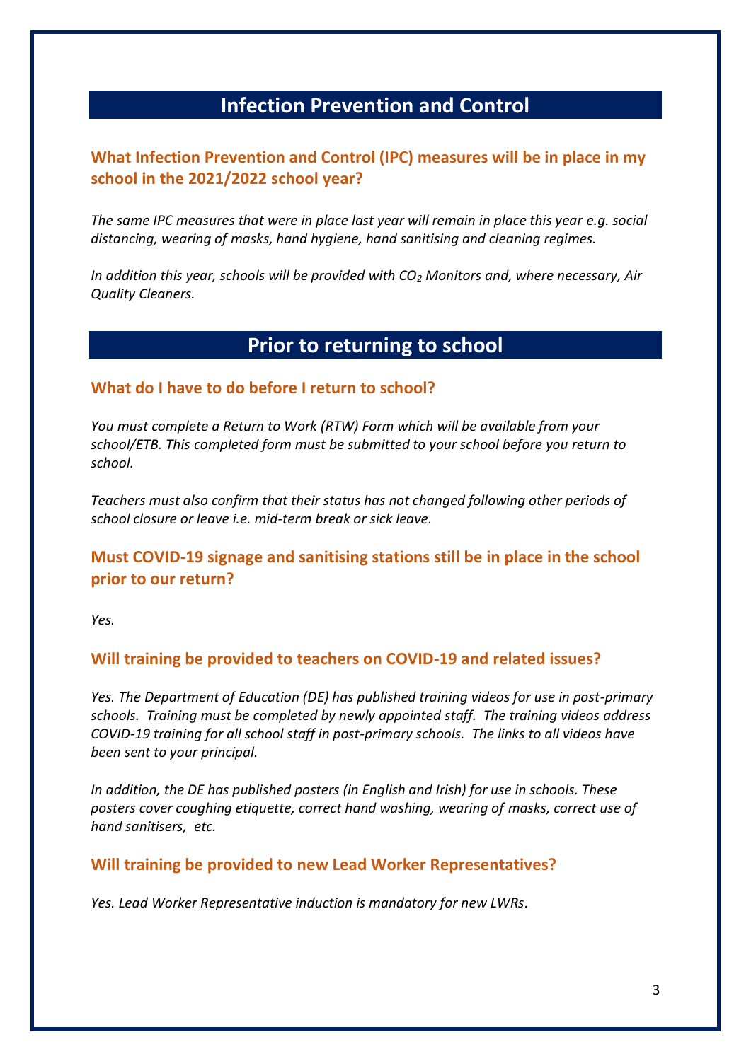## Infection Prevention and Control

### What Infection Prevention and Control (IPC) measures will be in place in my school in the 2021/2022 school year?

*The same IPC measures that were in place last year will remain in place this year e.g. social distancing, wearing of masks, hand hygiene, hand sanitising and cleaning regimes.*

*In addition this year, schools will be provided with $CO_2$ Monitors and, where necessary, Air Quality Cleaners.*

## Prior to returning to school

### What do I have to do before I return to school?

*You must complete a Return to Work (RTW) Form which will be available from your school/ETB. This completed form must be submitted to your school before you return to school.*

*Teachers must also confirm that their status has not changed following other periods of school closure or leave i.e. mid-term break or sick leave.*

### Must COVID-19 signage and sanitising stations still be in place in the school prior to our return?

*Yes.*

### Will training be provided to teachers on COVID-19 and related issues?

*Yes. The Department of Education (DE) has published training videos for use in post-primary schools. Training must be completed by newly appointed staff. The training videos address COVID-19 training for all school staff in post-primary schools. The links to all videos have been sent to your principal.*

*In addition, the DE has published posters (in English and Irish) for use in schools. These posters cover coughing etiquette, correct hand washing, wearing of masks, correct use of hand sanitisers, etc.*

### Will training be provided to new Lead Worker Representatives?

*Yes. Lead Worker Representative induction is mandatory for new LWRs.*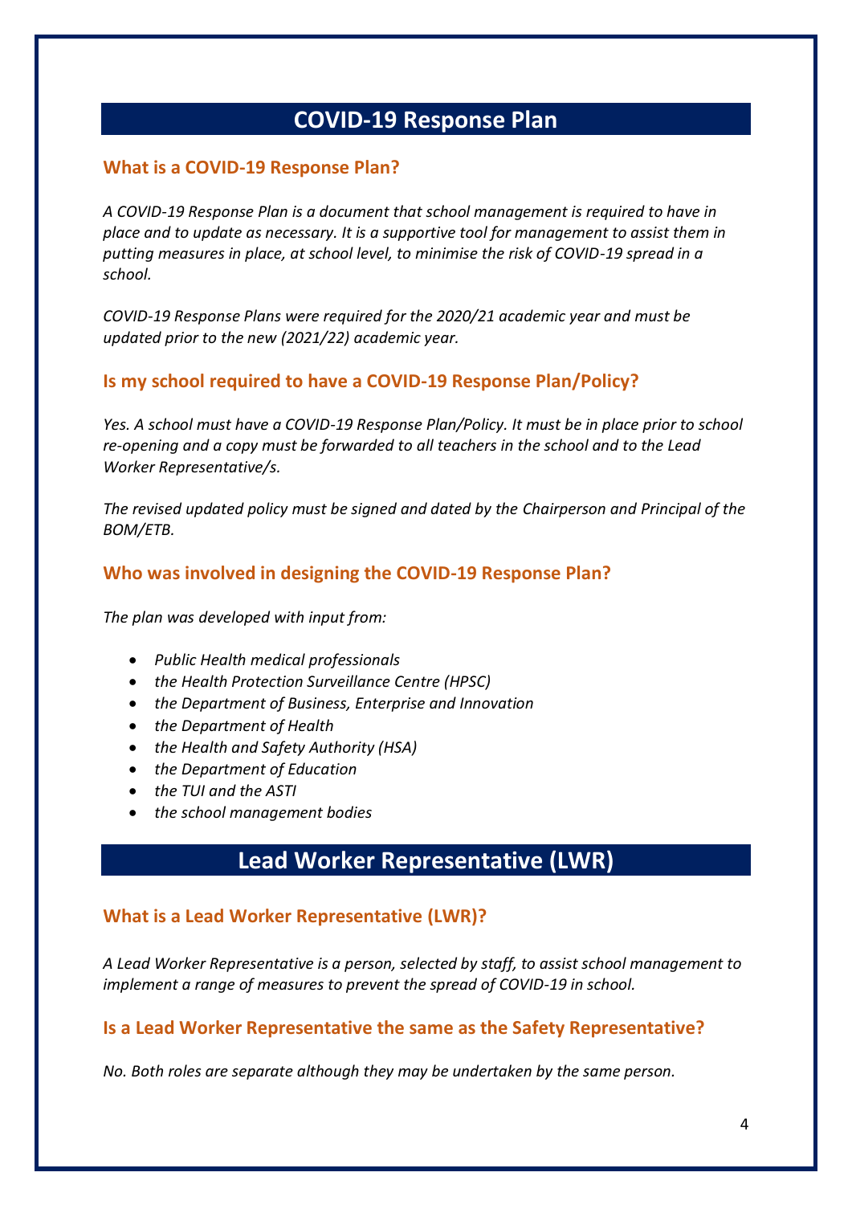## COVID-19 Response Plan

### What is a COVID-19 Response Plan?

*A COVID-19 Response Plan is a document that school management is required to have in place and to update as necessary. It is a supportive tool for management to assist them in putting measures in place, at school level, to minimise the risk of COVID-19 spread in a school.*

*COVID-19 Response Plans were required for the 2020/21 academic year and must be updated prior to the new (2021/22) academic year.*

### Is my school required to have a COVID-19 Response Plan/Policy?

*Yes. A school must have a COVID-19 Response Plan/Policy. It must be in place prior to school re-opening and a copy must be forwarded to all teachers in the school and to the Lead Worker Representative/s.*

*The revised updated policy must be signed and dated by the Chairperson and Principal of the BOM/ETB.*

### Who was involved in designing the COVID-19 Response Plan?

*The plan was developed with input from:*

- *Public Health medical professionals*
- *the Health Protection Surveillance Centre (HPSC)*
- *the Department of Business, Enterprise and Innovation*
- *the Department of Health*
- *the Health and Safety Authority (HSA)*
- *the Department of Education*
- *the TUI and the ASTI*
- *the school management bodies*

## Lead Worker Representative (LWR)

### What is a Lead Worker Representative (LWR)?

*A Lead Worker Representative is a person, selected by staff, to assist school management to implement a range of measures to prevent the spread of COVID-19 in school.*

### Is a Lead Worker Representative the same as the Safety Representative?

*No. Both roles are separate although they may be undertaken by the same person.*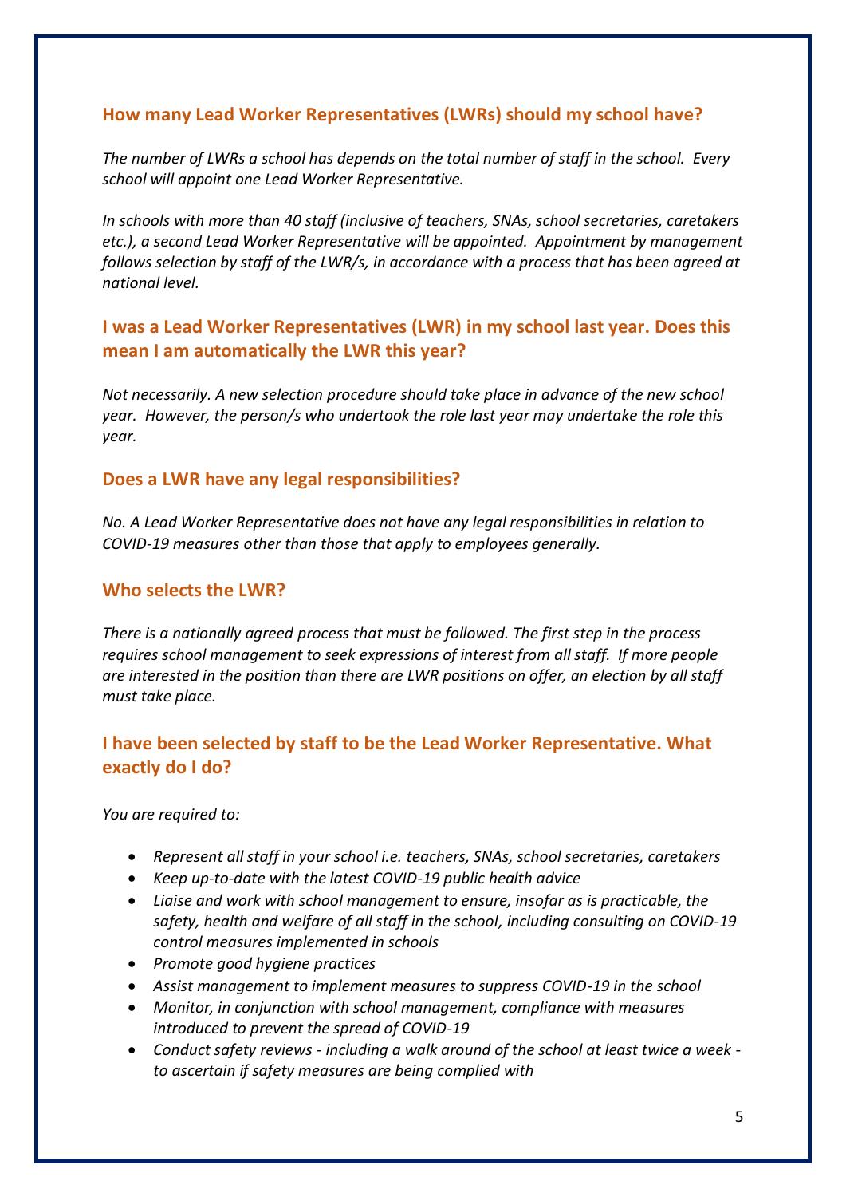## How many Lead Worker Representatives (LWRs) should my school have?

*The number of LWRs a school has depends on the total number of staff in the school. Every school will appoint one Lead Worker Representative.*

*In schools with more than 40 staff (inclusive of teachers, SNAs, school secretaries, caretakers etc.), a second Lead Worker Representative will be appointed. Appointment by management follows selection by staff of the LWR/s, in accordance with a process that has been agreed at national level.*

## I was a Lead Worker Representatives (LWR) in my school last year. Does this mean I am automatically the LWR this year?

*Not necessarily. A new selection procedure should take place in advance of the new school year. However, the person/s who undertook the role last year may undertake the role this year.*

## Does a LWR have any legal responsibilities?

*No. A Lead Worker Representative does not have any legal responsibilities in relation to COVID-19 measures other than those that apply to employees generally.*

## Who selects the LWR?

*There is a nationally agreed process that must be followed. The first step in the process requires school management to seek expressions of interest from all staff. If more people are interested in the position than there are LWR positions on offer, an election by all staff must take place.*

## I have been selected by staff to be the Lead Worker Representative. What exactly do I do?

*You are required to:*

- *Represent all staff in your school i.e. teachers, SNAs, school secretaries, caretakers*
- *Keep up-to-date with the latest COVID-19 public health advice*
- *Liaise and work with school management to ensure, insofar as is practicable, the safety, health and welfare of all staff in the school, including consulting on COVID-19 control measures implemented in schools*
- *Promote good hygiene practices*
- *Assist management to implement measures to suppress COVID-19 in the school*
- *Monitor, in conjunction with school management, compliance with measures introduced to prevent the spread of COVID-19*
- *Conduct safety reviews - including a walk around of the school at least twice a week - to ascertain if safety measures are being complied with*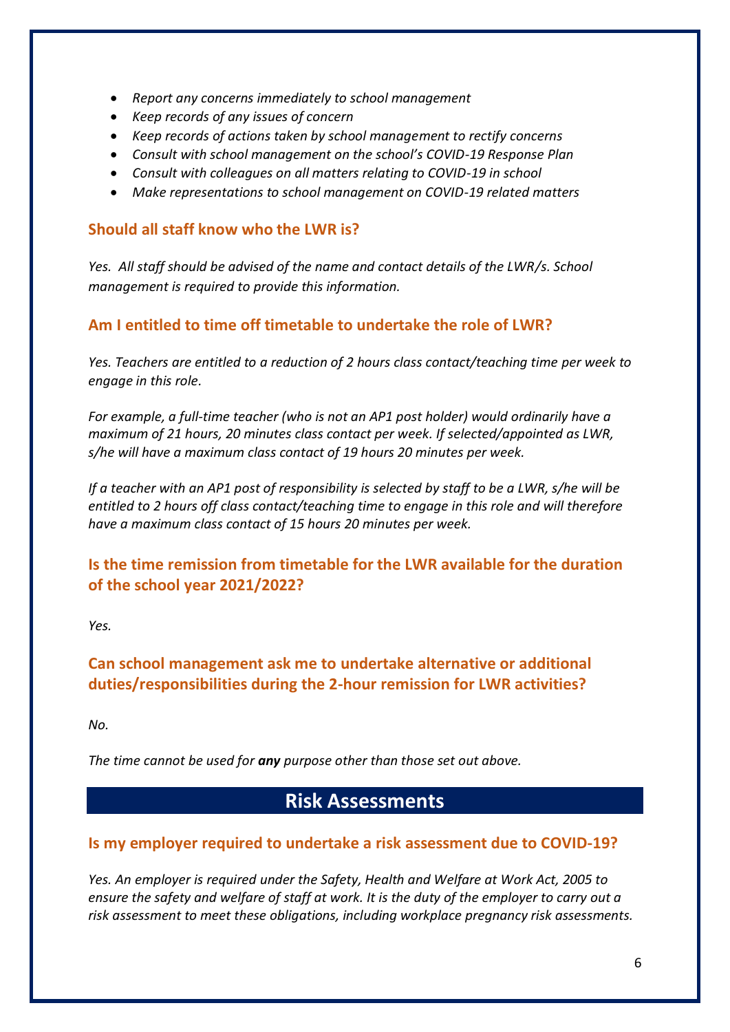- *Report any concerns immediately to school management*
- *Keep records of any issues of concern*
- *Keep records of actions taken by school management to rectify concerns*
- *Consult with school management on the school's COVID-19 Response Plan*
- *Consult with colleagues on all matters relating to COVID-19 in school*
- *Make representations to school management on COVID-19 related matters*

### Should all staff know who the LWR is?

*Yes. All staff should be advised of the name and contact details of the LWR/s. School management is required to provide this information.*

### Am I entitled to time off timetable to undertake the role of LWR?

*Yes. Teachers are entitled to a reduction of 2 hours class contact/teaching time per week to engage in this role.*

*For example, a full-time teacher (who is not an AP1 post holder) would ordinarily have a maximum of 21 hours, 20 minutes class contact per week. If selected/appointed as LWR, s/he will have a maximum class contact of 19 hours 20 minutes per week.*

*If a teacher with an AP1 post of responsibility is selected by staff to be a LWR, s/he will be entitled to 2 hours off class contact/teaching time to engage in this role and will therefore have a maximum class contact of 15 hours 20 minutes per week.*

### Is the time remission from timetable for the LWR available for the duration of the school year 2021/2022?

*Yes.*

### Can school management ask me to undertake alternative or additional duties/responsibilities during the 2-hour remission for LWR activities?

*No.*

*The time cannot be used for* ***any*** *purpose other than those set out above.*

## Risk Assessments

### Is my employer required to undertake a risk assessment due to COVID-19?

*Yes. An employer is required under the Safety, Health and Welfare at Work Act, 2005 to ensure the safety and welfare of staff at work. It is the duty of the employer to carry out a risk assessment to meet these obligations, including workplace pregnancy risk assessments.*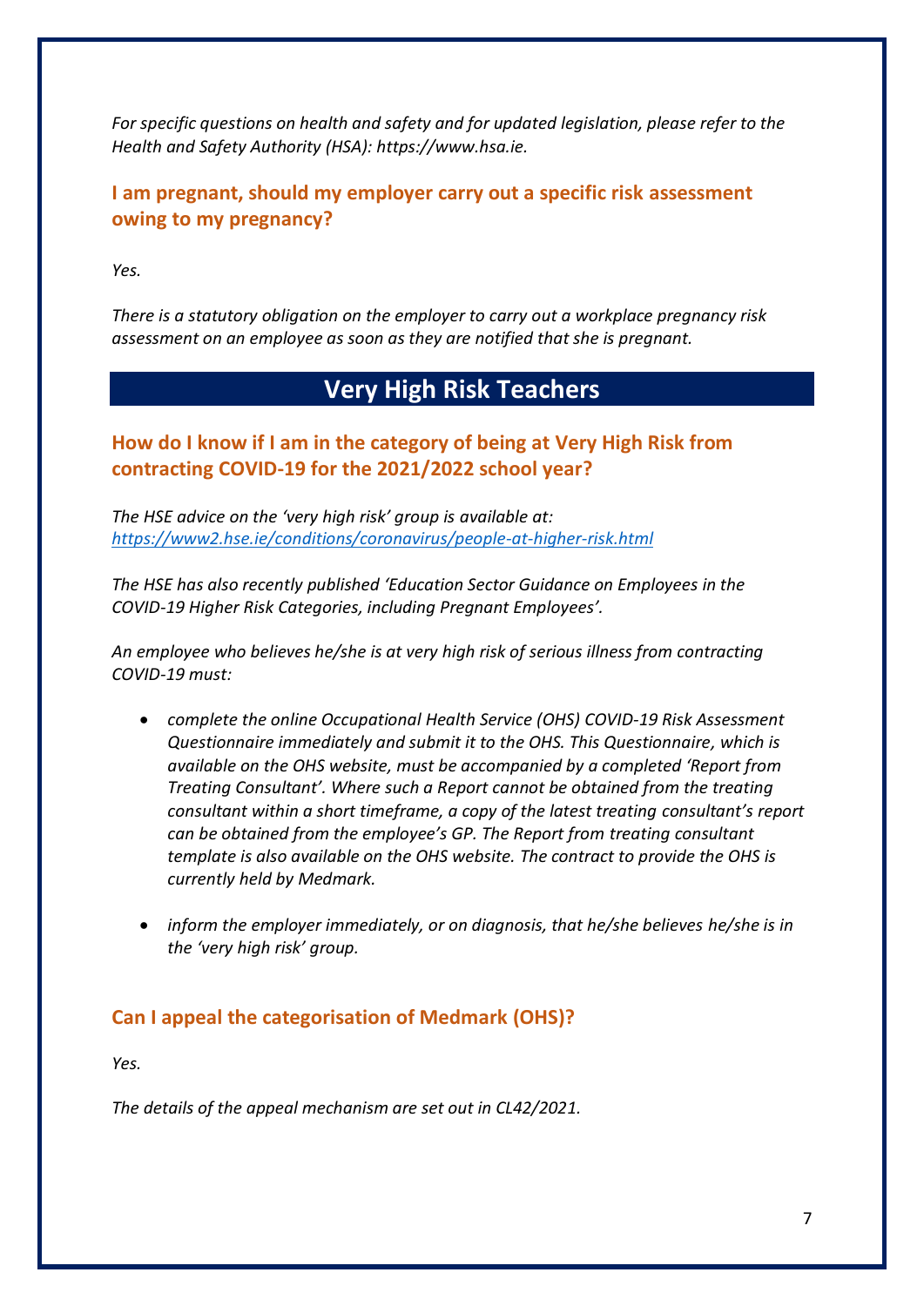*For specific questions on health and safety and for updated legislation, please refer to the Health and Safety Authority (HSA): https://www.hsa.ie.*

### I am pregnant, should my employer carry out a specific risk assessment owing to my pregnancy?

*Yes.*

*There is a statutory obligation on the employer to carry out a workplace pregnancy risk assessment on an employee as soon as they are notified that she is pregnant.*

## Very High Risk Teachers

### How do I know if I am in the category of being at Very High Risk from contracting COVID-19 for the 2021/2022 school year?

*The HSE advice on the 'very high risk' group is available at: [https://www2.hse.ie/conditions/coronavirus/people-at-higher-risk.html](https://www2.hse.ie/conditions/coronavirus/people-at-higher-risk.html)*

*The HSE has also recently published 'Education Sector Guidance on Employees in the COVID-19 Higher Risk Categories, including Pregnant Employees'.*

*An employee who believes he/she is at very high risk of serious illness from contracting COVID-19 must:*

- *complete the online Occupational Health Service (OHS) COVID-19 Risk Assessment Questionnaire immediately and submit it to the OHS. This Questionnaire, which is available on the OHS website, must be accompanied by a completed 'Report from Treating Consultant'. Where such a Report cannot be obtained from the treating consultant within a short timeframe, a copy of the latest treating consultant's report can be obtained from the employee's GP. The Report from treating consultant template is also available on the OHS website. The contract to provide the OHS is currently held by Medmark.*

- *inform the employer immediately, or on diagnosis, that he/she believes he/she is in the 'very high risk' group.*

### Can I appeal the categorisation of Medmark (OHS)?

*Yes.*

*The details of the appeal mechanism are set out in CL42/2021.*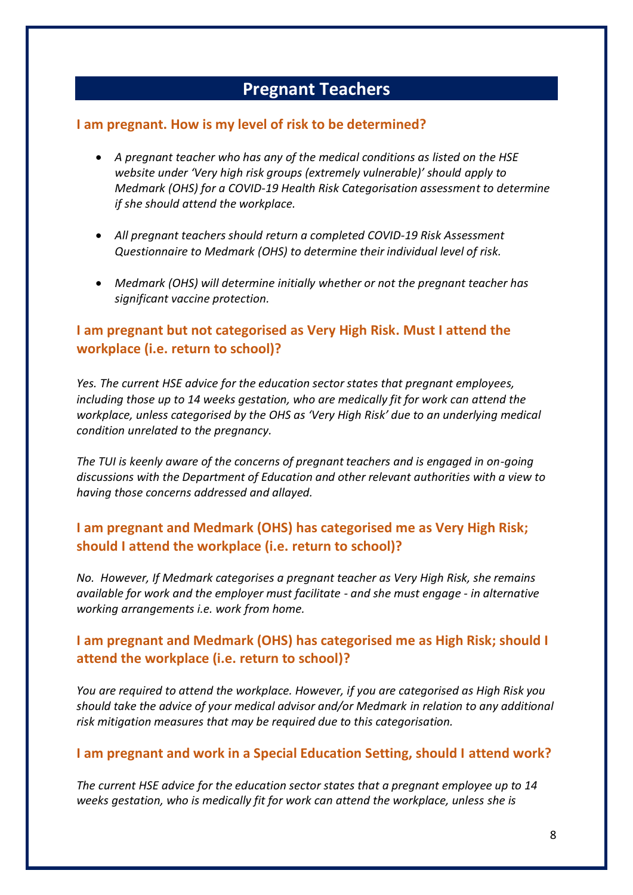## Pregnant Teachers

### I am pregnant. How is my level of risk to be determined?

- *A pregnant teacher who has any of the medical conditions as listed on the HSE website under 'Very high risk groups (extremely vulnerable)' should apply to Medmark (OHS) for a COVID-19 Health Risk Categorisation assessment to determine if she should attend the workplace.*
- *All pregnant teachers should return a completed COVID-19 Risk Assessment Questionnaire to Medmark (OHS) to determine their individual level of risk.*
- *Medmark (OHS) will determine initially whether or not the pregnant teacher has significant vaccine protection.*

### I am pregnant but not categorised as Very High Risk. Must I attend the workplace (i.e. return to school)?

*Yes. The current HSE advice for the education sector states that pregnant employees, including those up to 14 weeks gestation, who are medically fit for work can attend the workplace, unless categorised by the OHS as 'Very High Risk' due to an underlying medical condition unrelated to the pregnancy.*

*The TUI is keenly aware of the concerns of pregnant teachers and is engaged in on-going discussions with the Department of Education and other relevant authorities with a view to having those concerns addressed and allayed.*

### I am pregnant and Medmark (OHS) has categorised me as Very High Risk; should I attend the workplace (i.e. return to school)?

*No. However, If Medmark categorises a pregnant teacher as Very High Risk, she remains available for work and the employer must facilitate - and she must engage - in alternative working arrangements i.e. work from home.*

### I am pregnant and Medmark (OHS) has categorised me as High Risk; should I attend the workplace (i.e. return to school)?

*You are required to attend the workplace. However, if you are categorised as High Risk you should take the advice of your medical advisor and/or Medmark in relation to any additional risk mitigation measures that may be required due to this categorisation.*

### I am pregnant and work in a Special Education Setting, should I attend work?

*The current HSE advice for the education sector states that a pregnant employee up to 14 weeks gestation, who is medically fit for work can attend the workplace, unless she is*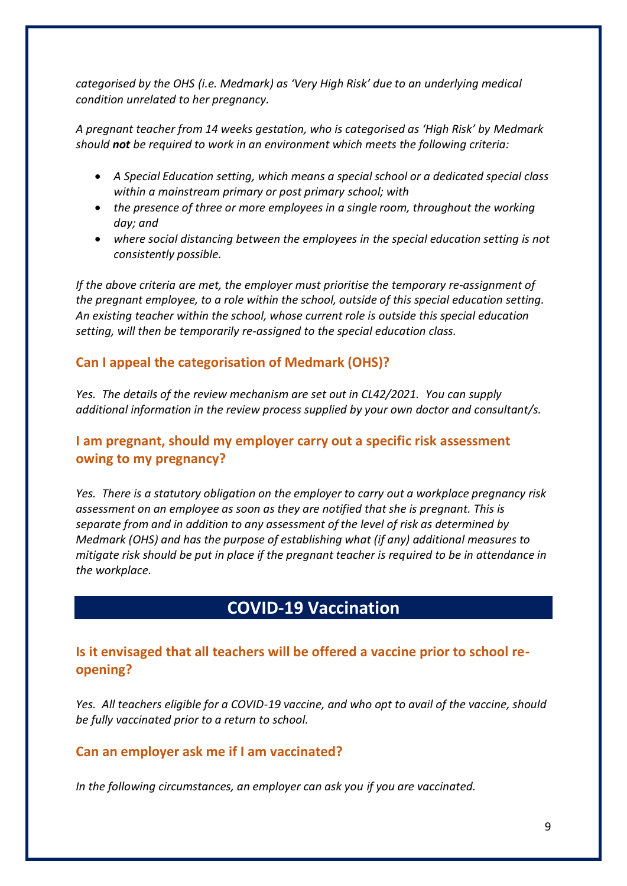*categorised by the OHS (i.e. Medmark) as 'Very High Risk' due to an underlying medical condition unrelated to her pregnancy.*

*A pregnant teacher from 14 weeks gestation, who is categorised as 'High Risk' by Medmark should **not** be required to work in an environment which meets the following criteria:*

- *A Special Education setting, which means a special school or a dedicated special class within a mainstream primary or post primary school; with*
- *the presence of three or more employees in a single room, throughout the working day; and*
- *where social distancing between the employees in the special education setting is not consistently possible.*

*If the above criteria are met, the employer must prioritise the temporary re-assignment of the pregnant employee, to a role within the school, outside of this special education setting. An existing teacher within the school, whose current role is outside this special education setting, will then be temporarily re-assigned to the special education class.*

### Can I appeal the categorisation of Medmark (OHS)?

*Yes. The details of the review mechanism are set out in CL42/2021. You can supply additional information in the review process supplied by your own doctor and consultant/s.*

### I am pregnant, should my employer carry out a specific risk assessment owing to my pregnancy?

*Yes. There is a statutory obligation on the employer to carry out a workplace pregnancy risk assessment on an employee as soon as they are notified that she is pregnant. This is separate from and in addition to any assessment of the level of risk as determined by Medmark (OHS) and has the purpose of establishing what (if any) additional measures to mitigate risk should be put in place if the pregnant teacher is required to be in attendance in the workplace.*

## COVID-19 Vaccination

### Is it envisaged that all teachers will be offered a vaccine prior to school re-opening?

*Yes. All teachers eligible for a COVID-19 vaccine, and who opt to avail of the vaccine, should be fully vaccinated prior to a return to school.*

### Can an employer ask me if I am vaccinated?

*In the following circumstances, an employer can ask you if you are vaccinated.*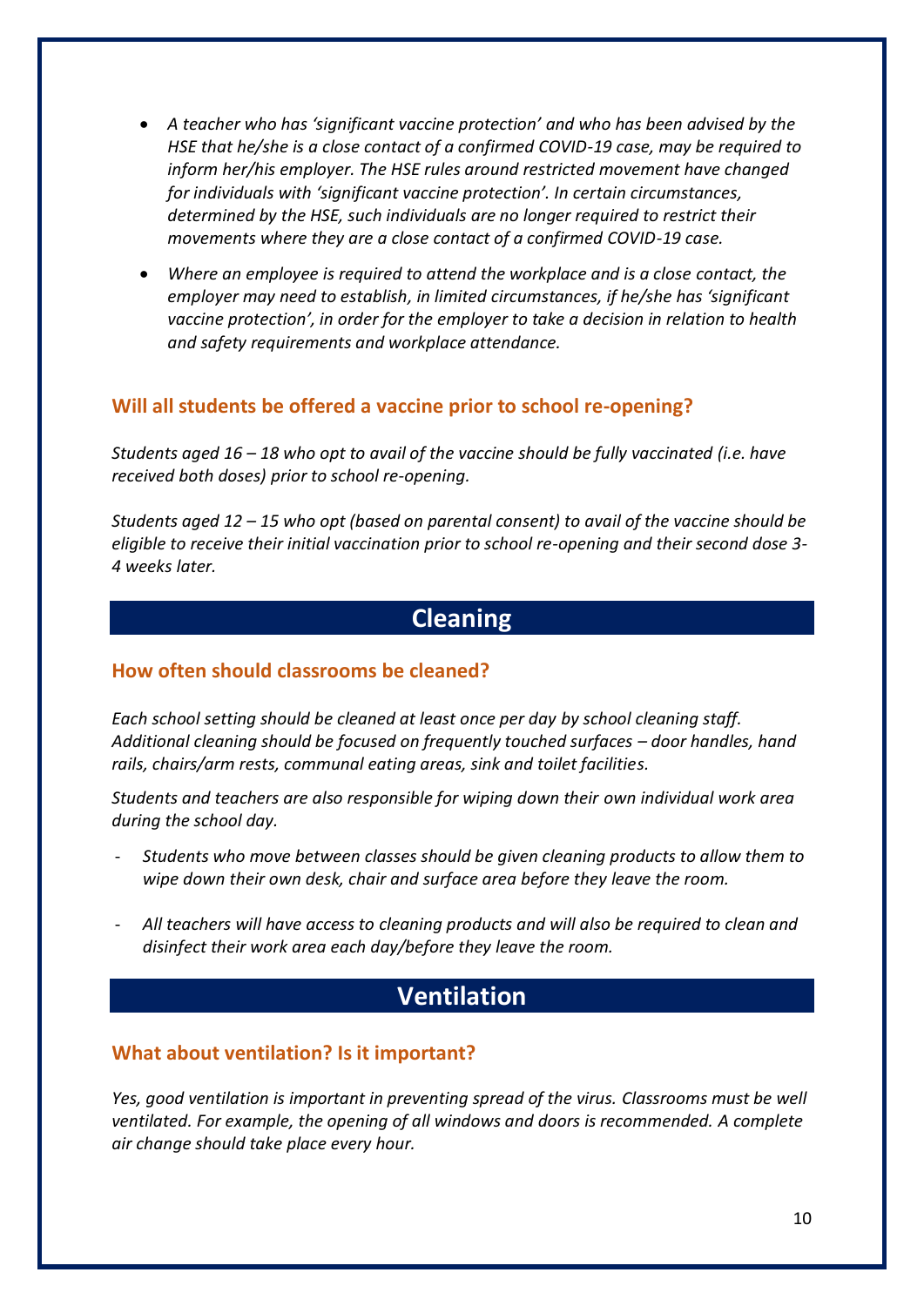- *A teacher who has 'significant vaccine protection' and who has been advised by the HSE that he/she is a close contact of a confirmed COVID-19 case, may be required to inform her/his employer. The HSE rules around restricted movement have changed for individuals with 'significant vaccine protection'. In certain circumstances, determined by the HSE, such individuals are no longer required to restrict their movements where they are a close contact of a confirmed COVID-19 case.*

- *Where an employee is required to attend the workplace and is a close contact, the employer may need to establish, in limited circumstances, if he/she has 'significant vaccine protection', in order for the employer to take a decision in relation to health and safety requirements and workplace attendance.*

### Will all students be offered a vaccine prior to school re-opening?

*Students aged 16 – 18 who opt to avail of the vaccine should be fully vaccinated (i.e. have received both doses) prior to school re-opening.*

*Students aged 12 – 15 who opt (based on parental consent) to avail of the vaccine should be eligible to receive their initial vaccination prior to school re-opening and their second dose 3-4 weeks later.*

## Cleaning

### How often should classrooms be cleaned?

*Each school setting should be cleaned at least once per day by school cleaning staff. Additional cleaning should be focused on frequently touched surfaces – door handles, hand rails, chairs/arm rests, communal eating areas, sink and toilet facilities.*

*Students and teachers are also responsible for wiping down their own individual work area during the school day.*

- *Students who move between classes should be given cleaning products to allow them to wipe down their own desk, chair and surface area before they leave the room.*

- *All teachers will have access to cleaning products and will also be required to clean and disinfect their work area each day/before they leave the room.*

## Ventilation

### What about ventilation? Is it important?

*Yes, good ventilation is important in preventing spread of the virus. Classrooms must be well ventilated. For example, the opening of all windows and doors is recommended. A complete air change should take place every hour.*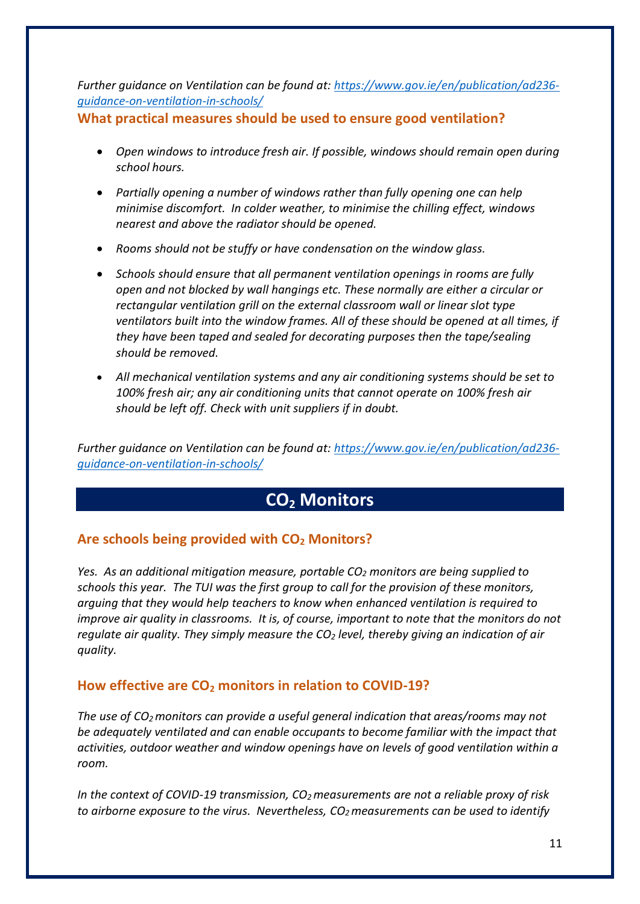*Further guidance on Ventilation can be found at: [https://www.gov.ie/en/publication/ad236-guidance-on-ventilation-in-schools/](https://www.gov.ie/en/publication/ad236-guidance-on-ventilation-in-schools/)*

### What practical measures should be used to ensure good ventilation?

- *Open windows to introduce fresh air. If possible, windows should remain open during school hours.*
- *Partially opening a number of windows rather than fully opening one can help minimise discomfort. In colder weather, to minimise the chilling effect, windows nearest and above the radiator should be opened.*
- *Rooms should not be stuffy or have condensation on the window glass.*
- *Schools should ensure that all permanent ventilation openings in rooms are fully open and not blocked by wall hangings etc. These normally are either a circular or rectangular ventilation grill on the external classroom wall or linear slot type ventilators built into the window frames. All of these should be opened at all times, if they have been taped and sealed for decorating purposes then the tape/sealing should be removed.*
- *All mechanical ventilation systems and any air conditioning systems should be set to 100% fresh air; any air conditioning units that cannot operate on 100% fresh air should be left off. Check with unit suppliers if in doubt.*

*Further guidance on Ventilation can be found at: [https://www.gov.ie/en/publication/ad236-guidance-on-ventilation-in-schools/](https://www.gov.ie/en/publication/ad236-guidance-on-ventilation-in-schools/)*

## $CO_2$ Monitors

### Are schools being provided with $CO_2$ Monitors?

*Yes. As an additional mitigation measure, portable $CO_2$ monitors are being supplied to schools this year. The TUI was the first group to call for the provision of these monitors, arguing that they would help teachers to know when enhanced ventilation is required to improve air quality in classrooms. It is, of course, important to note that the monitors do not regulate air quality. They simply measure the $CO_2$ level, thereby giving an indication of air quality.*

### How effective are $CO_2$ monitors in relation to COVID-19?

*The use of $CO_2$ monitors can provide a useful general indication that areas/rooms may not be adequately ventilated and can enable occupants to become familiar with the impact that activities, outdoor weather and window openings have on levels of good ventilation within a room.*

*In the context of COVID-19 transmission, $CO_2$ measurements are not a reliable proxy of risk to airborne exposure to the virus. Nevertheless, $CO_2$ measurements can be used to identify*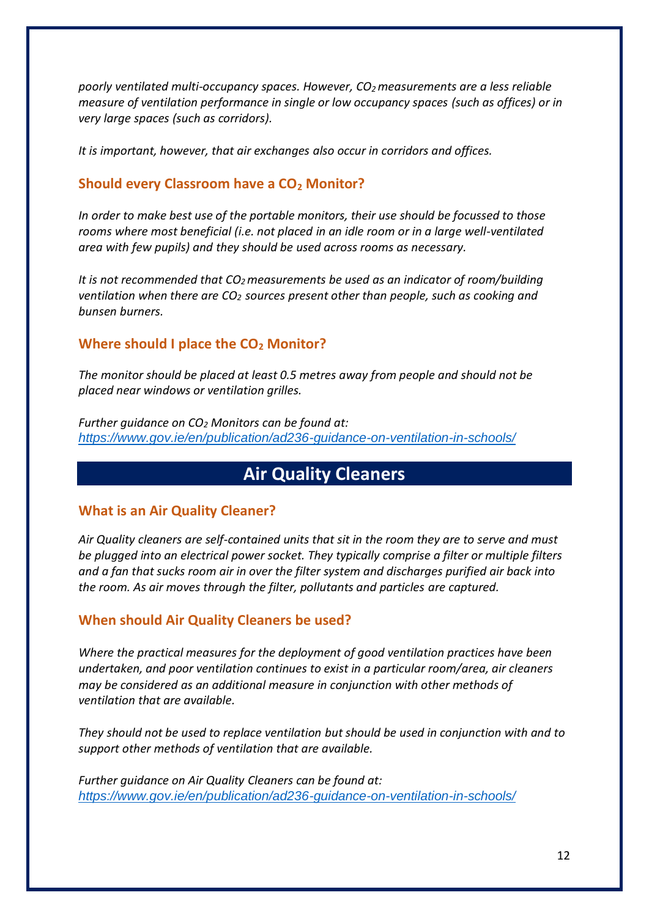*poorly ventilated multi-occupancy spaces. However, $CO_2$ measurements are a less reliable measure of ventilation performance in single or low occupancy spaces (such as offices) or in very large spaces (such as corridors).*

*It is important, however, that air exchanges also occur in corridors and offices.*

### Should every Classroom have a $CO_2$ Monitor?

*In order to make best use of the portable monitors, their use should be focussed to those rooms where most beneficial (i.e. not placed in an idle room or in a large well-ventilated area with few pupils) and they should be used across rooms as necessary.*

*It is not recommended that $CO_2$ measurements be used as an indicator of room/building ventilation when there are $CO_2$ sources present other than people, such as cooking and bunsen burners.*

### Where should I place the $CO_2$ Monitor?

*The monitor should be placed at least 0.5 metres away from people and should not be placed near windows or ventilation grilles.*

*Further guidance on $CO_2$ Monitors can be found at:*
*https://www.gov.ie/en/publication/ad236-guidance-on-ventilation-in-schools/*

## Air Quality Cleaners

### What is an Air Quality Cleaner?

*Air Quality cleaners are self-contained units that sit in the room they are to serve and must be plugged into an electrical power socket. They typically comprise a filter or multiple filters and a fan that sucks room air in over the filter system and discharges purified air back into the room. As air moves through the filter, pollutants and particles are captured.*

### When should Air Quality Cleaners be used?

*Where the practical measures for the deployment of good ventilation practices have been undertaken, and poor ventilation continues to exist in a particular room/area, air cleaners may be considered as an additional measure in conjunction with other methods of ventilation that are available.*

*They should not be used to replace ventilation but should be used in conjunction with and to support other methods of ventilation that are available.*

*Further guidance on Air Quality Cleaners can be found at:*
*https://www.gov.ie/en/publication/ad236-guidance-on-ventilation-in-schools/*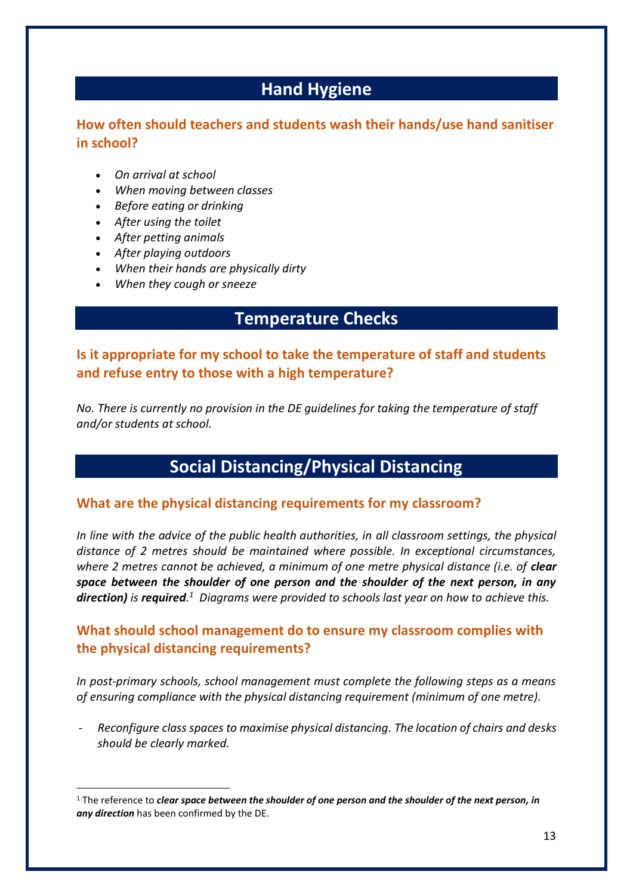## Hand Hygiene

### How often should teachers and students wash their hands/use hand sanitiser in school?

- *On arrival at school*
- *When moving between classes*
- *Before eating or drinking*
- *After using the toilet*
- *After petting animals*
- *After playing outdoors*
- *When their hands are physically dirty*
- *When they cough or sneeze*

## Temperature Checks

### Is it appropriate for my school to take the temperature of staff and students and refuse entry to those with a high temperature?

*No. There is currently no provision in the DE guidelines for taking the temperature of staff and/or students at school.*

## Social Distancing/Physical Distancing

### What are the physical distancing requirements for my classroom?

*In line with the advice of the public health authorities, in all classroom settings, the physical distance of 2 metres should be maintained where possible. In exceptional circumstances, where 2 metres cannot be achieved, a minimum of one metre physical distance (i.e. of **clear space between the shoulder of one person and the shoulder of the next person, in any direction)** is **required**.[1] Diagrams were provided to schools last year on how to achieve this.*

### What should school management do to ensure my classroom complies with the physical distancing requirements?

*In post-primary schools, school management must complete the following steps as a means of ensuring compliance with the physical distancing requirement (minimum of one metre).*

- *Reconfigure class spaces to maximise physical distancing. The location of chairs and desks should be clearly marked.*

---

[1] The reference to ***clear space between the shoulder of one person and the shoulder of the next person, in any direction*** has been confirmed by the DE.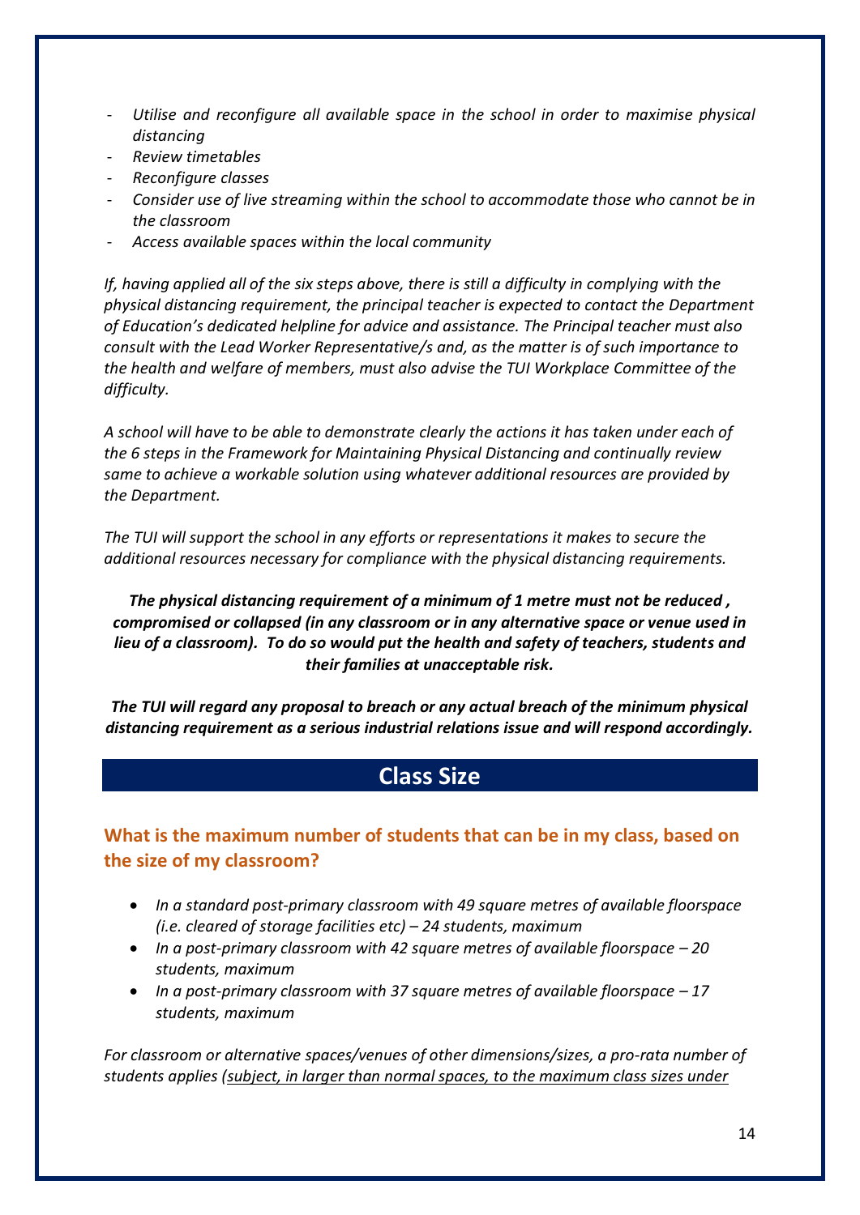- *Utilise and reconfigure all available space in the school in order to maximise physical distancing*
- *Review timetables*
- *Reconfigure classes*
- *Consider use of live streaming within the school to accommodate those who cannot be in the classroom*
- *Access available spaces within the local community*

*If, having applied all of the six steps above, there is still a difficulty in complying with the physical distancing requirement, the principal teacher is expected to contact the Department of Education's dedicated helpline for advice and assistance. The Principal teacher must also consult with the Lead Worker Representative/s and, as the matter is of such importance to the health and welfare of members, must also advise the TUI Workplace Committee of the difficulty.*

*A school will have to be able to demonstrate clearly the actions it has taken under each of the 6 steps in the Framework for Maintaining Physical Distancing and continually review same to achieve a workable solution using whatever additional resources are provided by the Department.*

*The TUI will support the school in any efforts or representations it makes to secure the additional resources necessary for compliance with the physical distancing requirements.*

***The physical distancing requirement of a minimum of 1 metre must not be reduced , compromised or collapsed (in any classroom or in any alternative space or venue used in lieu of a classroom). To do so would put the health and safety of teachers, students and their families at unacceptable risk.***

***The TUI will regard any proposal to breach or any actual breach of the minimum physical distancing requirement as a serious industrial relations issue and will respond accordingly.***

## Class Size

### What is the maximum number of students that can be in my class, based on the size of my classroom?

- *In a standard post-primary classroom with 49 square metres of available floorspace (i.e. cleared of storage facilities etc) – 24 students, maximum*
- *In a post-primary classroom with 42 square metres of available floorspace – 20 students, maximum*
- *In a post-primary classroom with 37 square metres of available floorspace – 17 students, maximum*

*For classroom or alternative spaces/venues of other dimensions/sizes, a pro-rata number of students applies (<u>subject, in larger than normal spaces, to the maximum class sizes under</u>*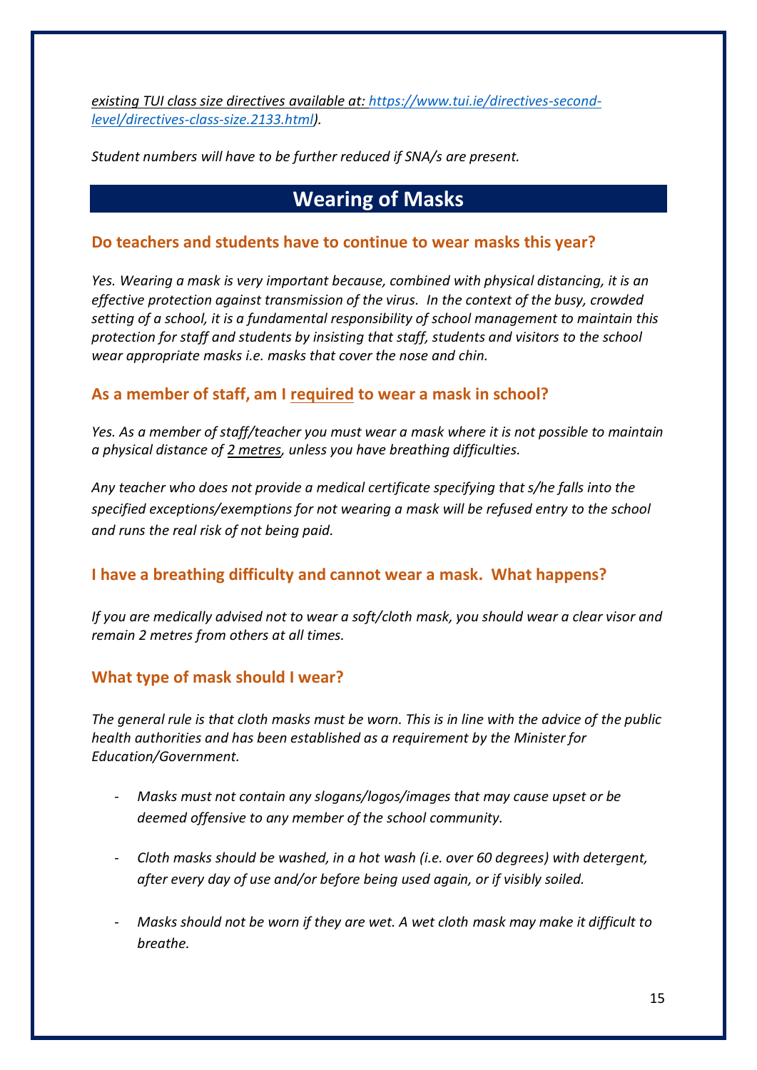*existing TUI class size directives available at: https://www.tui.ie/directives-second-level/directives-class-size.2133.html).*

*Student numbers will have to be further reduced if SNA/s are present.*

## Wearing of Masks

### Do teachers and students have to continue to wear masks this year?

*Yes. Wearing a mask is very important because, combined with physical distancing, it is an effective protection against transmission of the virus. In the context of the busy, crowded setting of a school, it is a fundamental responsibility of school management to maintain this protection for staff and students by insisting that staff, students and visitors to the school wear appropriate masks i.e. masks that cover the nose and chin.*

### As a member of staff, am I required to wear a mask in school?

*Yes. As a member of staff/teacher you must wear a mask where it is not possible to maintain a physical distance of 2 metres, unless you have breathing difficulties.*

*Any teacher who does not provide a medical certificate specifying that s/he falls into the specified exceptions/exemptions for not wearing a mask will be refused entry to the school and runs the real risk of not being paid.*

### I have a breathing difficulty and cannot wear a mask. What happens?

*If you are medically advised not to wear a soft/cloth mask, you should wear a clear visor and remain 2 metres from others at all times.*

### What type of mask should I wear?

*The general rule is that cloth masks must be worn. This is in line with the advice of the public health authorities and has been established as a requirement by the Minister for Education/Government.*

- *Masks must not contain any slogans/logos/images that may cause upset or be deemed offensive to any member of the school community.*
- *Cloth masks should be washed, in a hot wash (i.e. over 60 degrees) with detergent, after every day of use and/or before being used again, or if visibly soiled.*
- *Masks should not be worn if they are wet. A wet cloth mask may make it difficult to breathe.*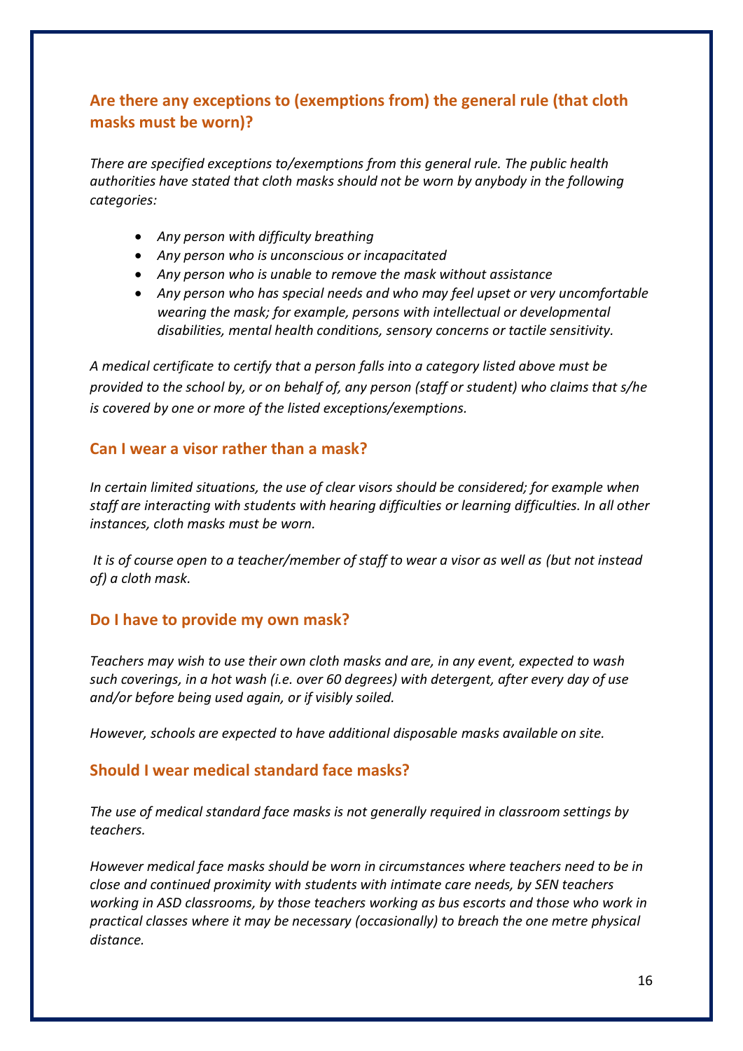## Are there any exceptions to (exemptions from) the general rule (that cloth masks must be worn)?

*There are specified exceptions to/exemptions from this general rule. The public health authorities have stated that cloth masks should not be worn by anybody in the following categories:*

- *Any person with difficulty breathing*
- *Any person who is unconscious or incapacitated*
- *Any person who is unable to remove the mask without assistance*
- *Any person who has special needs and who may feel upset or very uncomfortable wearing the mask; for example, persons with intellectual or developmental disabilities, mental health conditions, sensory concerns or tactile sensitivity.*

*A medical certificate to certify that a person falls into a category listed above must be provided to the school by, or on behalf of, any person (staff or student) who claims that s/he is covered by one or more of the listed exceptions/exemptions.*

## Can I wear a visor rather than a mask?

*In certain limited situations, the use of clear visors should be considered; for example when staff are interacting with students with hearing difficulties or learning difficulties. In all other instances, cloth masks must be worn.*

*It is of course open to a teacher/member of staff to wear a visor as well as (but not instead of) a cloth mask.*

## Do I have to provide my own mask?

*Teachers may wish to use their own cloth masks and are, in any event, expected to wash such coverings, in a hot wash (i.e. over 60 degrees) with detergent, after every day of use and/or before being used again, or if visibly soiled.*

*However, schools are expected to have additional disposable masks available on site.*

## Should I wear medical standard face masks?

*The use of medical standard face masks is not generally required in classroom settings by teachers.*

*However medical face masks should be worn in circumstances where teachers need to be in close and continued proximity with students with intimate care needs, by SEN teachers working in ASD classrooms, by those teachers working as bus escorts and those who work in practical classes where it may be necessary (occasionally) to breach the one metre physical distance.*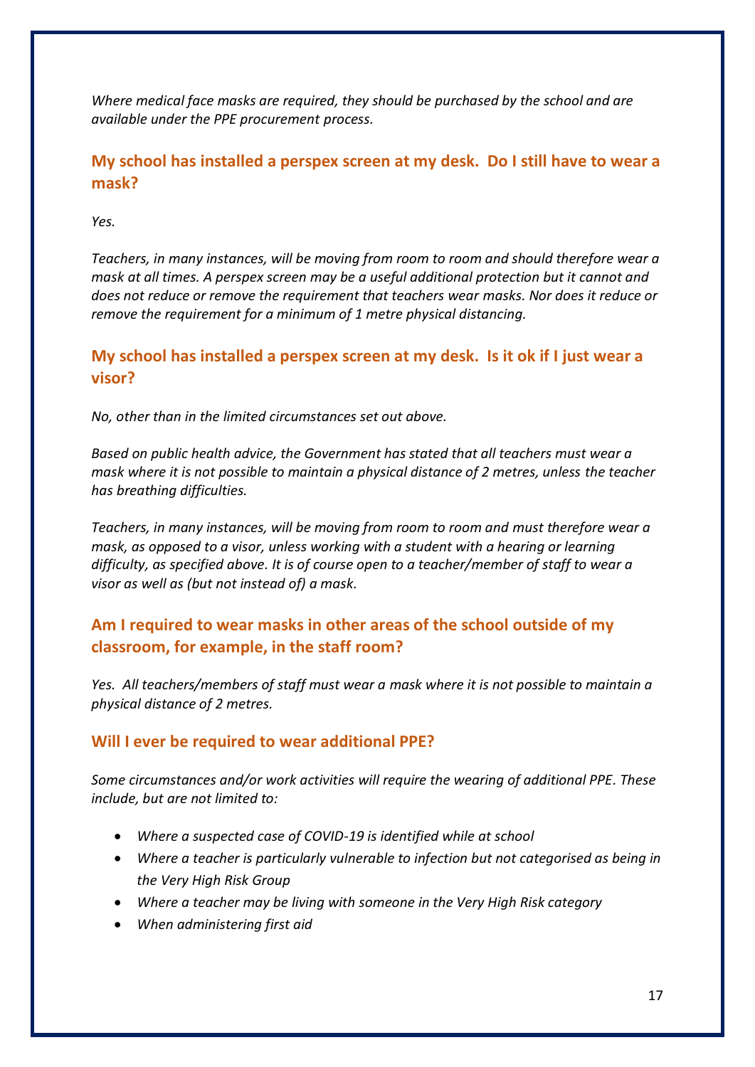*Where medical face masks are required, they should be purchased by the school and are available under the PPE procurement process.*

### My school has installed a perspex screen at my desk. Do I still have to wear a mask?

*Yes.*

*Teachers, in many instances, will be moving from room to room and should therefore wear a mask at all times. A perspex screen may be a useful additional protection but it cannot and does not reduce or remove the requirement that teachers wear masks. Nor does it reduce or remove the requirement for a minimum of 1 metre physical distancing.*

### My school has installed a perspex screen at my desk. Is it ok if I just wear a visor?

*No, other than in the limited circumstances set out above.*

*Based on public health advice, the Government has stated that all teachers must wear a mask where it is not possible to maintain a physical distance of 2 metres, unless the teacher has breathing difficulties.*

*Teachers, in many instances, will be moving from room to room and must therefore wear a mask, as opposed to a visor, unless working with a student with a hearing or learning difficulty, as specified above. It is of course open to a teacher/member of staff to wear a visor as well as (but not instead of) a mask.*

### Am I required to wear masks in other areas of the school outside of my classroom, for example, in the staff room?

*Yes. All teachers/members of staff must wear a mask where it is not possible to maintain a physical distance of 2 metres.*

### Will I ever be required to wear additional PPE?

*Some circumstances and/or work activities will require the wearing of additional PPE. These include, but are not limited to:*

- *Where a suspected case of COVID-19 is identified while at school*
- *Where a teacher is particularly vulnerable to infection but not categorised as being in the Very High Risk Group*
- *Where a teacher may be living with someone in the Very High Risk category*
- *When administering first aid*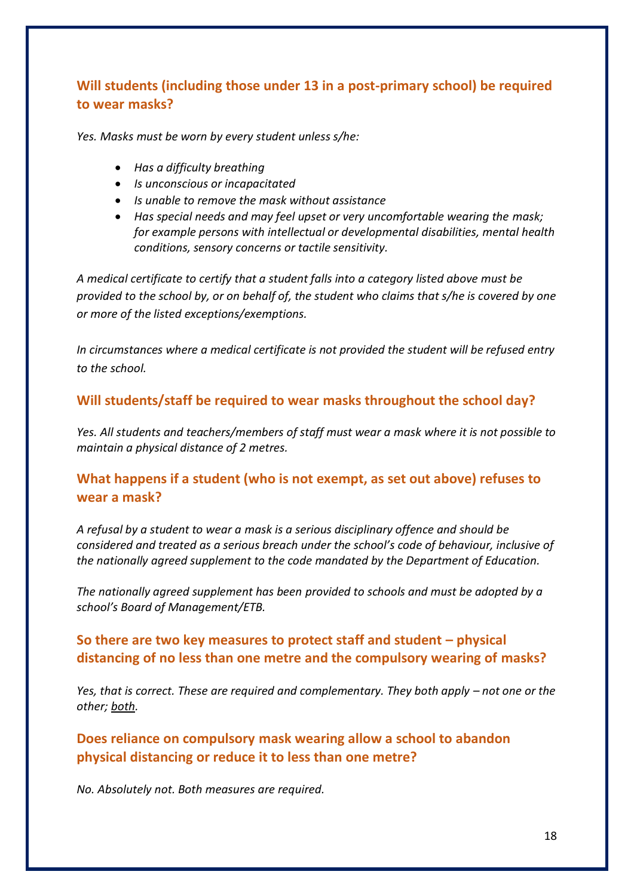### Will students (including those under 13 in a post-primary school) be required to wear masks?

*Yes. Masks must be worn by every student unless s/he:*

- *Has a difficulty breathing*
- *Is unconscious or incapacitated*
- *Is unable to remove the mask without assistance*
- *Has special needs and may feel upset or very uncomfortable wearing the mask; for example persons with intellectual or developmental disabilities, mental health conditions, sensory concerns or tactile sensitivity.*

*A medical certificate to certify that a student falls into a category listed above must be provided to the school by, or on behalf of, the student who claims that s/he is covered by one or more of the listed exceptions/exemptions.*

*In circumstances where a medical certificate is not provided the student will be refused entry to the school.*

### Will students/staff be required to wear masks throughout the school day?

*Yes. All students and teachers/members of staff must wear a mask where it is not possible to maintain a physical distance of 2 metres.*

### What happens if a student (who is not exempt, as set out above) refuses to wear a mask?

*A refusal by a student to wear a mask is a serious disciplinary offence and should be considered and treated as a serious breach under the school's code of behaviour, inclusive of the nationally agreed supplement to the code mandated by the Department of Education.*

*The nationally agreed supplement has been provided to schools and must be adopted by a school's Board of Management/ETB.*

### So there are two key measures to protect staff and student – physical distancing of no less than one metre and the compulsory wearing of masks?

*Yes, that is correct. These are required and complementary. They both apply – not one or the other; <u>both</u>.*

### Does reliance on compulsory mask wearing allow a school to abandon physical distancing or reduce it to less than one metre?

*No. Absolutely not. Both measures are required.*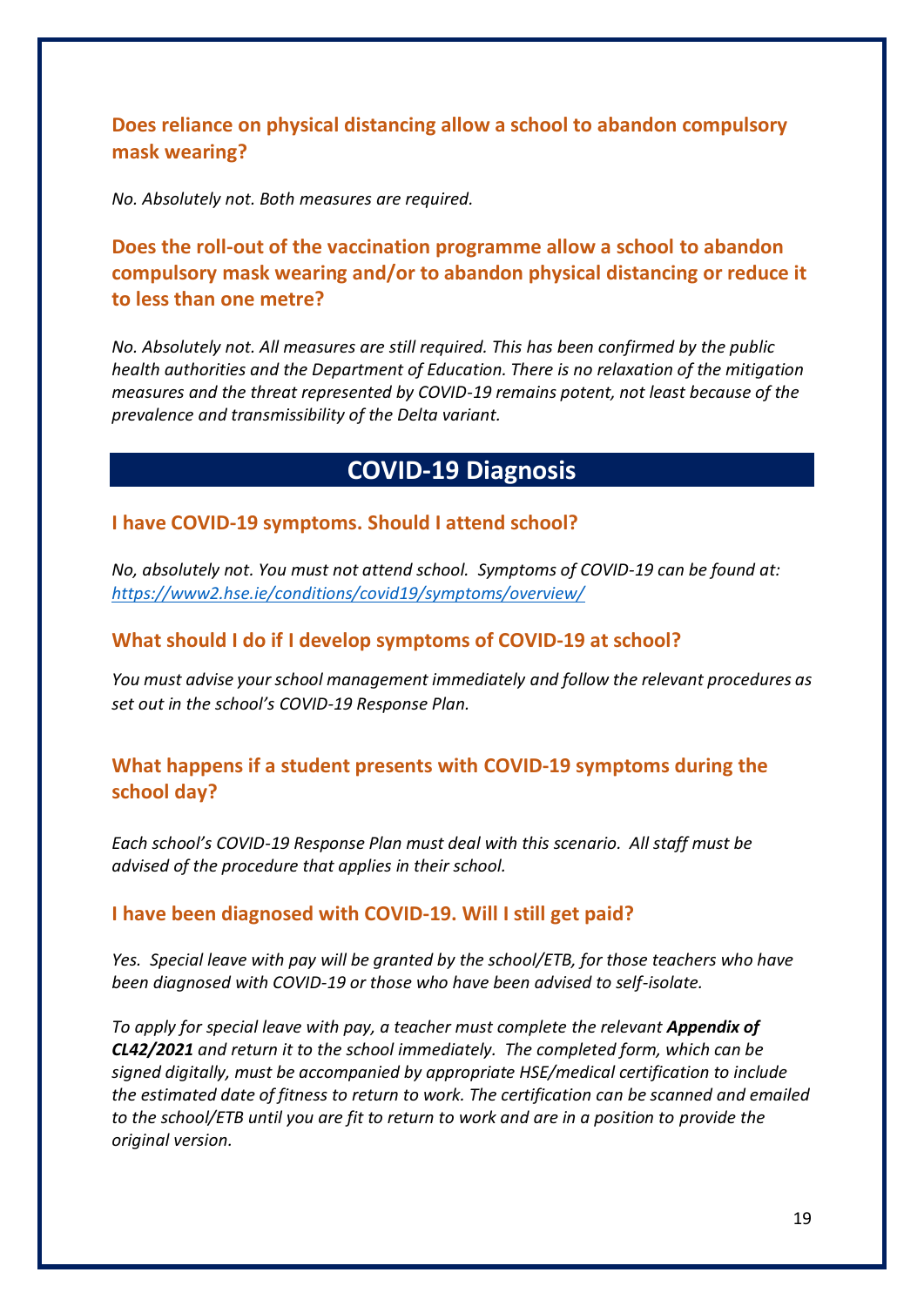### Does reliance on physical distancing allow a school to abandon compulsory mask wearing?

*No. Absolutely not. Both measures are required.*

### Does the roll-out of the vaccination programme allow a school to abandon compulsory mask wearing and/or to abandon physical distancing or reduce it to less than one metre?

*No. Absolutely not. All measures are still required. This has been confirmed by the public health authorities and the Department of Education. There is no relaxation of the mitigation measures and the threat represented by COVID-19 remains potent, not least because of the prevalence and transmissibility of the Delta variant.*

## COVID-19 Diagnosis

### I have COVID-19 symptoms. Should I attend school?

*No, absolutely not. You must not attend school. Symptoms of COVID-19 can be found at: [https://www2.hse.ie/conditions/covid19/symptoms/overview/](https://www2.hse.ie/conditions/covid19/symptoms/overview/)*

### What should I do if I develop symptoms of COVID-19 at school?

*You must advise your school management immediately and follow the relevant procedures as set out in the school's COVID-19 Response Plan.*

### What happens if a student presents with COVID-19 symptoms during the school day?

*Each school's COVID-19 Response Plan must deal with this scenario. All staff must be advised of the procedure that applies in their school.*

### I have been diagnosed with COVID-19. Will I still get paid?

*Yes. Special leave with pay will be granted by the school/ETB, for those teachers who have been diagnosed with COVID-19 or those who have been advised to self-isolate.*

*To apply for special leave with pay, a teacher must complete the relevant **Appendix of CL42/2021** and return it to the school immediately. The completed form, which can be signed digitally, must be accompanied by appropriate HSE/medical certification to include the estimated date of fitness to return to work. The certification can be scanned and emailed to the school/ETB until you are fit to return to work and are in a position to provide the original version.*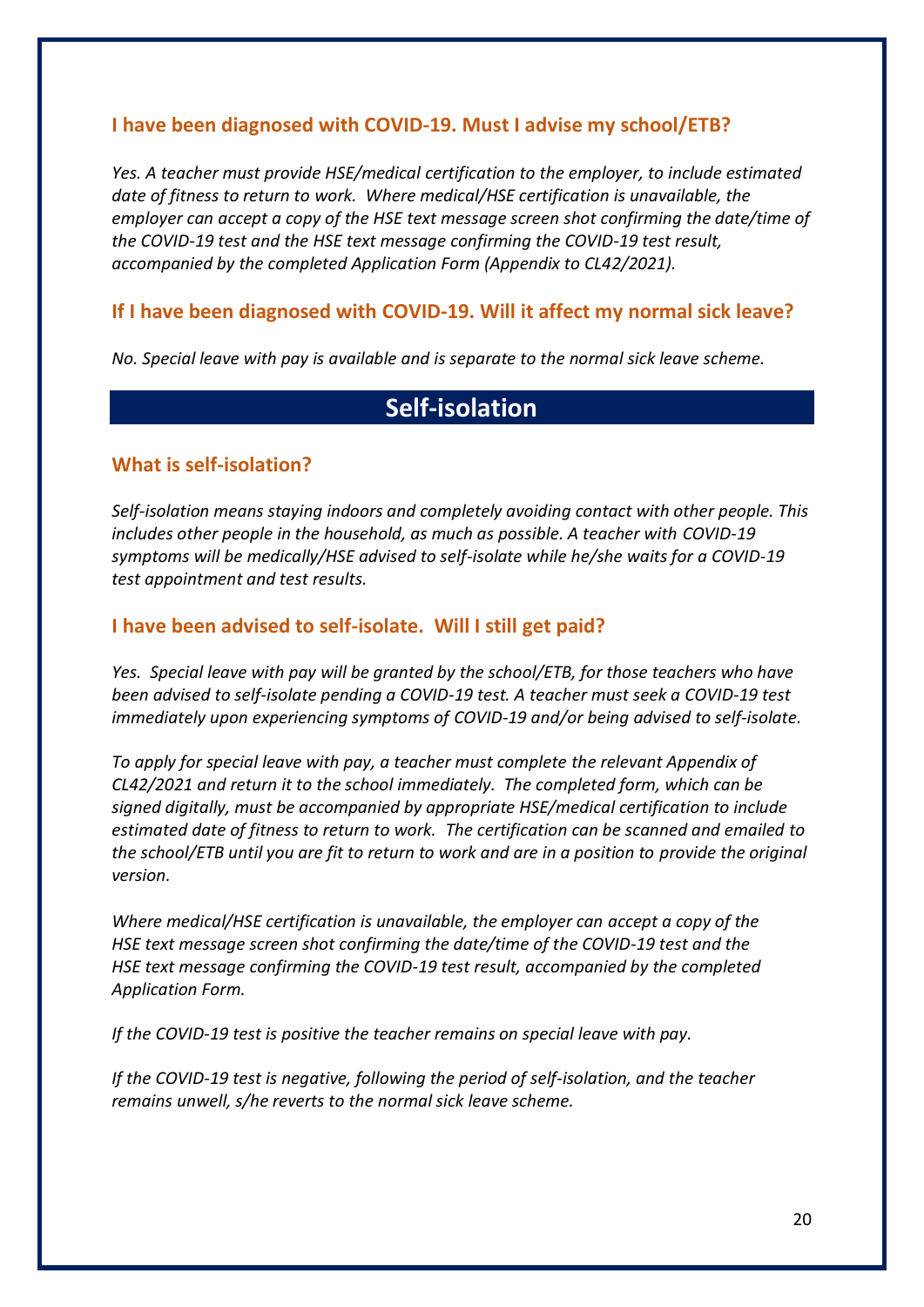### I have been diagnosed with COVID-19. Must I advise my school/ETB?

*Yes. A teacher must provide HSE/medical certification to the employer, to include estimated date of fitness to return to work. Where medical/HSE certification is unavailable, the employer can accept a copy of the HSE text message screen shot confirming the date/time of the COVID-19 test and the HSE text message confirming the COVID-19 test result, accompanied by the completed Application Form (Appendix to CL42/2021).*

### If I have been diagnosed with COVID-19. Will it affect my normal sick leave?

*No. Special leave with pay is available and is separate to the normal sick leave scheme.*

## Self-isolation

### What is self-isolation?

*Self-isolation means staying indoors and completely avoiding contact with other people. This includes other people in the household, as much as possible. A teacher with COVID-19 symptoms will be medically/HSE advised to self-isolate while he/she waits for a COVID-19 test appointment and test results.*

### I have been advised to self-isolate. Will I still get paid?

*Yes. Special leave with pay will be granted by the school/ETB, for those teachers who have been advised to self-isolate pending a COVID-19 test. A teacher must seek a COVID-19 test immediately upon experiencing symptoms of COVID-19 and/or being advised to self-isolate.*

*To apply for special leave with pay, a teacher must complete the relevant Appendix of CL42/2021 and return it to the school immediately. The completed form, which can be signed digitally, must be accompanied by appropriate HSE/medical certification to include estimated date of fitness to return to work. The certification can be scanned and emailed to the school/ETB until you are fit to return to work and are in a position to provide the original version.*

*Where medical/HSE certification is unavailable, the employer can accept a copy of the HSE text message screen shot confirming the date/time of the COVID-19 test and the HSE text message confirming the COVID-19 test result, accompanied by the completed Application Form.*

*If the COVID-19 test is positive the teacher remains on special leave with pay.*

*If the COVID-19 test is negative, following the period of self-isolation, and the teacher remains unwell, s/he reverts to the normal sick leave scheme.*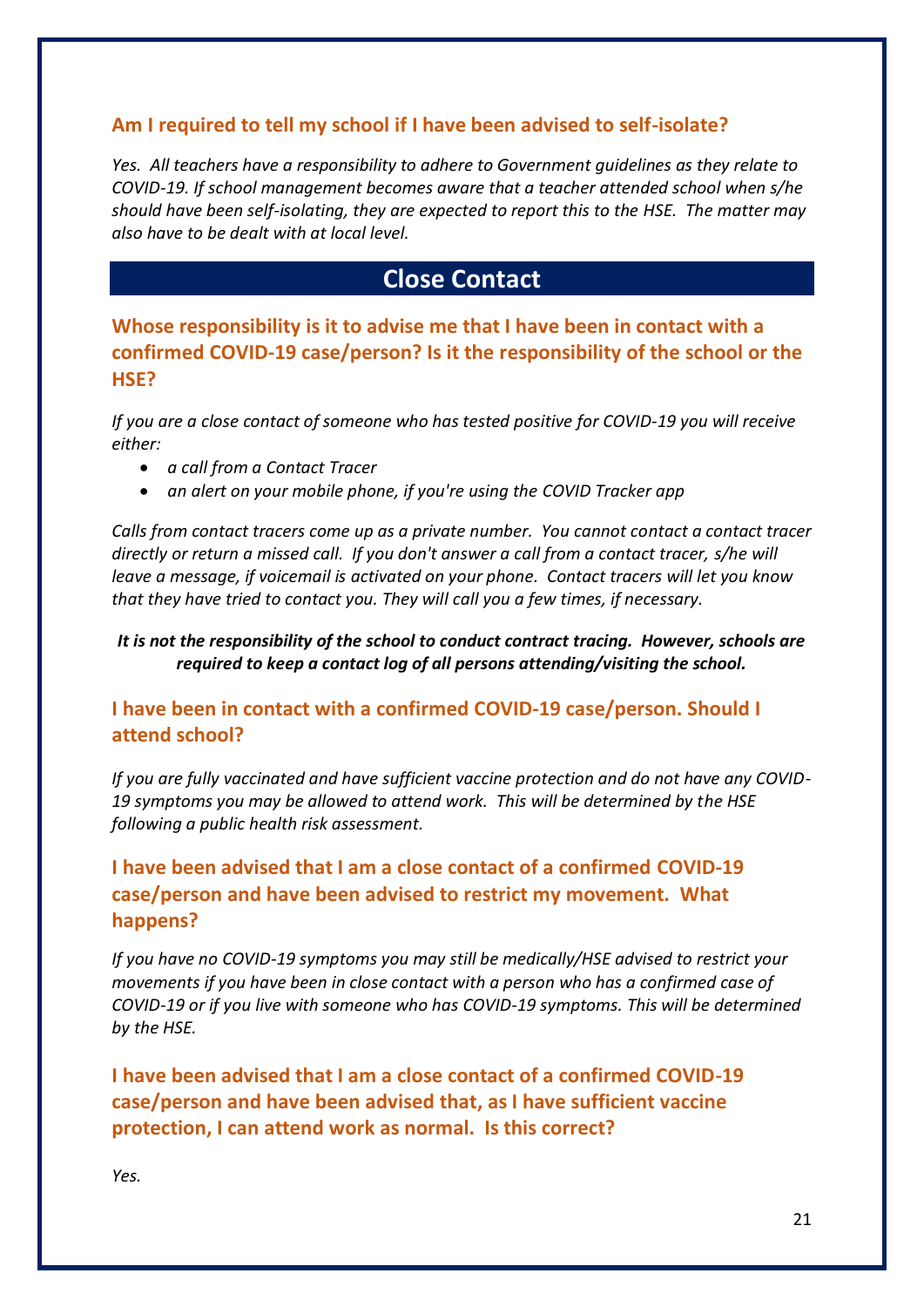### Am I required to tell my school if I have been advised to self-isolate?

*Yes. All teachers have a responsibility to adhere to Government guidelines as they relate to COVID-19. If school management becomes aware that a teacher attended school when s/he should have been self-isolating, they are expected to report this to the HSE. The matter may also have to be dealt with at local level.*

## Close Contact

### Whose responsibility is it to advise me that I have been in contact with a confirmed COVID-19 case/person? Is it the responsibility of the school or the HSE?

*If you are a close contact of someone who has tested positive for COVID-19 you will receive either:*

- *a call from a Contact Tracer*
- *an alert on your mobile phone, if you're using the COVID Tracker app*

*Calls from contact tracers come up as a private number. You cannot contact a contact tracer directly or return a missed call. If you don't answer a call from a contact tracer, s/he will leave a message, if voicemail is activated on your phone. Contact tracers will let you know that they have tried to contact you. They will call you a few times, if necessary.*

***It is not the responsibility of the school to conduct contract tracing. However, schools are required to keep a contact log of all persons attending/visiting the school.***

### I have been in contact with a confirmed COVID-19 case/person. Should I attend school?

*If you are fully vaccinated and have sufficient vaccine protection and do not have any COVID-19 symptoms you may be allowed to attend work. This will be determined by the HSE following a public health risk assessment.*

### I have been advised that I am a close contact of a confirmed COVID-19 case/person and have been advised to restrict my movement. What happens?

*If you have no COVID-19 symptoms you may still be medically/HSE advised to restrict your movements if you have been in close contact with a person who has a confirmed case of COVID-19 or if you live with someone who has COVID-19 symptoms. This will be determined by the HSE.*

### I have been advised that I am a close contact of a confirmed COVID-19 case/person and have been advised that, as I have sufficient vaccine protection, I can attend work as normal. Is this correct?

*Yes.*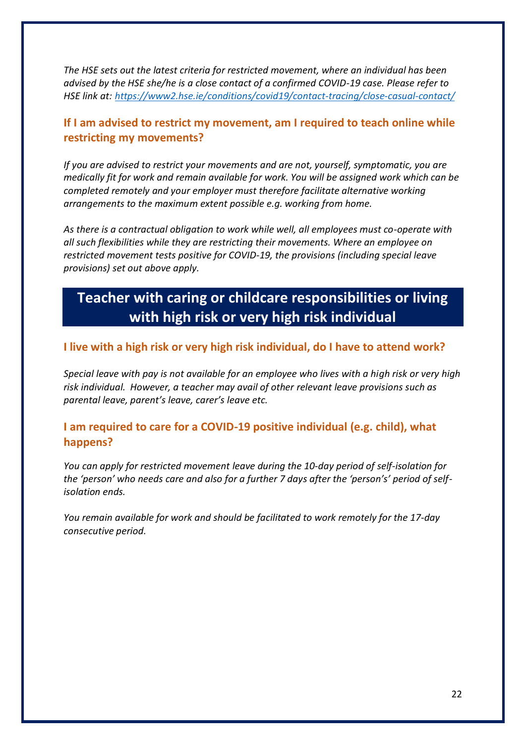*The HSE sets out the latest criteria for restricted movement, where an individual has been advised by the HSE she/he is a close contact of a confirmed COVID-19 case. Please refer to HSE link at: [https://www2.hse.ie/conditions/covid19/contact-tracing/close-casual-contact/](https://www2.hse.ie/conditions/covid19/contact-tracing/close-casual-contact/)*

### If I am advised to restrict my movement, am I required to teach online while restricting my movements?

*If you are advised to restrict your movements and are not, yourself, symptomatic, you are medically fit for work and remain available for work. You will be assigned work which can be completed remotely and your employer must therefore facilitate alternative working arrangements to the maximum extent possible e.g. working from home.*

*As there is a contractual obligation to work while well, all employees must co-operate with all such flexibilities while they are restricting their movements. Where an employee on restricted movement tests positive for COVID-19, the provisions (including special leave provisions) set out above apply.*

## Teacher with caring or childcare responsibilities or living with high risk or very high risk individual

### I live with a high risk or very high risk individual, do I have to attend work?

*Special leave with pay is not available for an employee who lives with a high risk or very high risk individual. However, a teacher may avail of other relevant leave provisions such as parental leave, parent's leave, carer's leave etc.*

### I am required to care for a COVID-19 positive individual (e.g. child), what happens?

*You can apply for restricted movement leave during the 10-day period of self-isolation for the 'person' who needs care and also for a further 7 days after the 'person's' period of self-isolation ends.*

*You remain available for work and should be facilitated to work remotely for the 17-day consecutive period.*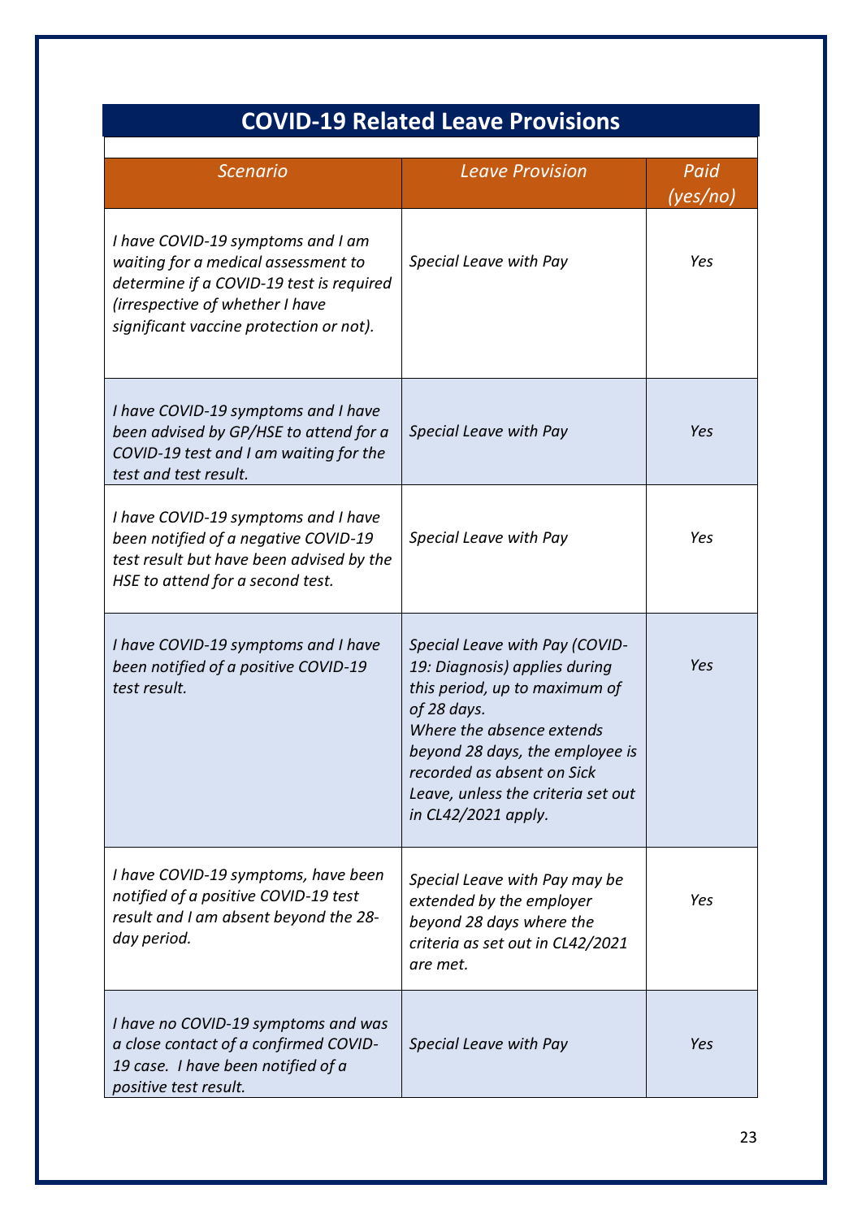## COVID-19 Related Leave Provisions

| *Scenario* | *Leave Provision* | *Paid (yes/no)* |
|---|---|---|
| *I have COVID-19 symptoms and I am waiting for a medical assessment to determine if a COVID-19 test is required (irrespective of whether I have significant vaccine protection or not).* | *Special Leave with Pay* | *Yes* |
| *I have COVID-19 symptoms and I have been advised by GP/HSE to attend for a COVID-19 test and I am waiting for the test and test result.* | *Special Leave with Pay* | *Yes* |
| *I have COVID-19 symptoms and I have been notified of a negative COVID-19 test result but have been advised by the HSE to attend for a second test.* | *Special Leave with Pay* | *Yes* |
| *I have COVID-19 symptoms and I have been notified of a positive COVID-19 test result.* | *Special Leave with Pay (COVID-19: Diagnosis) applies during this period, up to maximum of of 28 days. Where the absence extends beyond 28 days, the employee is recorded as absent on Sick Leave, unless the criteria set out in CL42/2021 apply.* | *Yes* |
| *I have COVID-19 symptoms, have been notified of a positive COVID-19 test result and I am absent beyond the 28-day period.* | *Special Leave with Pay may be extended by the employer beyond 28 days where the criteria as set out in CL42/2021 are met.* | *Yes* |
| *I have no COVID-19 symptoms and was a close contact of a confirmed COVID-19 case. I have been notified of a positive test result.* | *Special Leave with Pay* | *Yes* |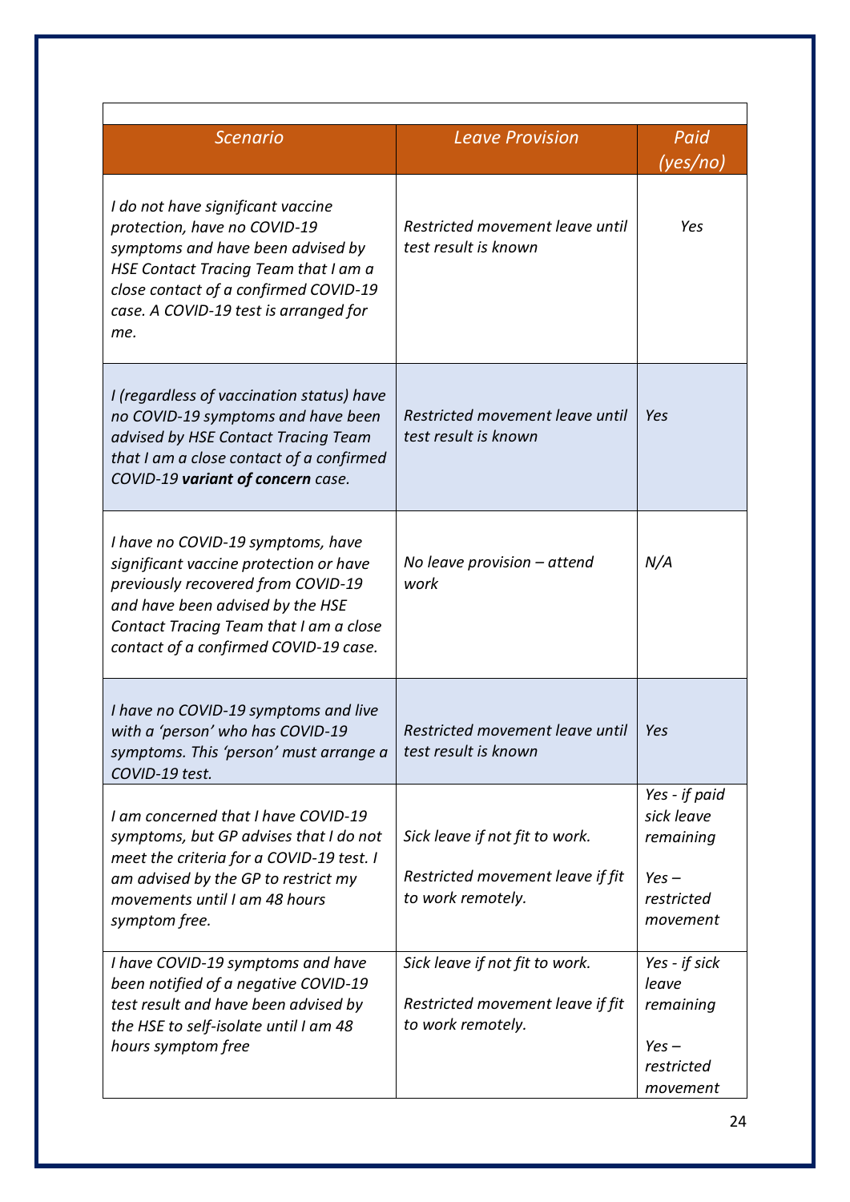| *Scenario* | *Leave Provision* | *Paid (yes/no)* |
|---|---|---|
| *I do not have significant vaccine protection, have no COVID-19 symptoms and have been advised by HSE Contact Tracing Team that I am a close contact of a confirmed COVID-19 case. A COVID-19 test is arranged for me.* | *Restricted movement leave until test result is known* | *Yes* |
| *I (regardless of vaccination status) have no COVID-19 symptoms and have been advised by HSE Contact Tracing Team that I am a close contact of a confirmed COVID-19* ***variant of concern*** *case.* | *Restricted movement leave until test result is known* | *Yes* |
| *I have no COVID-19 symptoms, have significant vaccine protection or have previously recovered from COVID-19 and have been advised by the HSE Contact Tracing Team that I am a close contact of a confirmed COVID-19 case.* | *No leave provision – attend work* | *N/A* |
| *I have no COVID-19 symptoms and live with a 'person' who has COVID-19 symptoms. This 'person' must arrange a COVID-19 test.* | *Restricted movement leave until test result is known* | *Yes* |
| *I am concerned that I have COVID-19 symptoms, but GP advises that I do not meet the criteria for a COVID-19 test. I am advised by the GP to restrict my movements until I am 48 hours symptom free.* | *Sick leave if not fit to work.*<br><br>*Restricted movement leave if fit to work remotely.* | *Yes - if paid sick leave remaining*<br><br>*Yes – restricted movement* |
| *I have COVID-19 symptoms and have been notified of a negative COVID-19 test result and have been advised by the HSE to self-isolate until I am 48 hours symptom free* | *Sick leave if not fit to work.*<br><br>*Restricted movement leave if fit to work remotely.* | *Yes - if sick leave remaining*<br><br>*Yes – restricted movement* |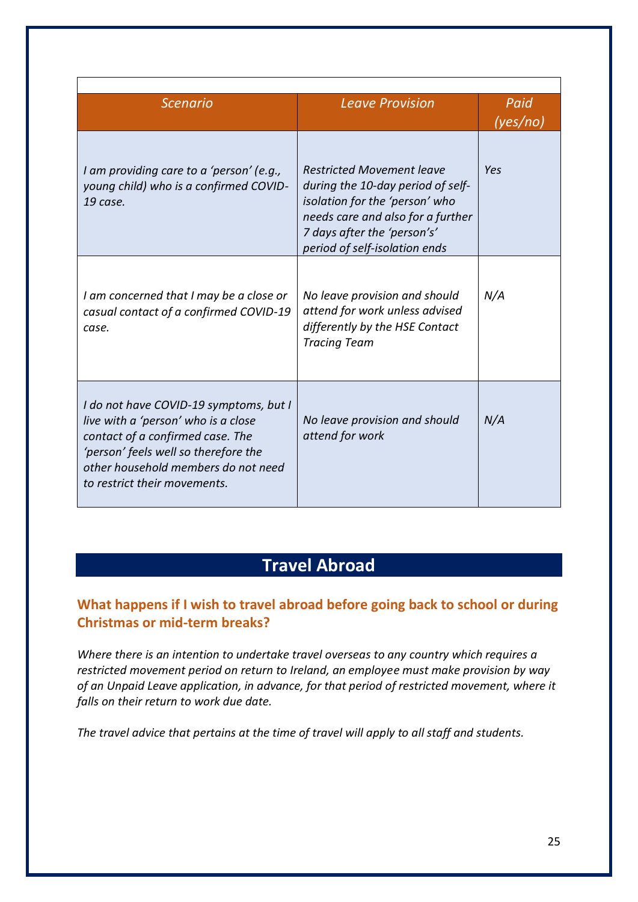| *Scenario* | *Leave Provision* | *Paid (yes/no)* |
|---|---|---|
| *I am providing care to a 'person' (e.g., young child) who is a confirmed COVID-19 case.* | *Restricted Movement leave during the 10-day period of self-isolation for the 'person' who needs care and also for a further 7 days after the 'person's' period of self-isolation ends* | *Yes* |
| *I am concerned that I may be a close or casual contact of a confirmed COVID-19 case.* | *No leave provision and should attend for work unless advised differently by the HSE Contact Tracing Team* | *N/A* |
| *I do not have COVID-19 symptoms, but I live with a 'person' who is a close contact of a confirmed case. The 'person' feels well so therefore the other household members do not need to restrict their movements.* | *No leave provision and should attend for work* | *N/A* |

## Travel Abroad

### What happens if I wish to travel abroad before going back to school or during Christmas or mid-term breaks?

*Where there is an intention to undertake travel overseas to any country which requires a restricted movement period on return to Ireland, an employee must make provision by way of an Unpaid Leave application, in advance, for that period of restricted movement, where it falls on their return to work due date.*

*The travel advice that pertains at the time of travel will apply to all staff and students.*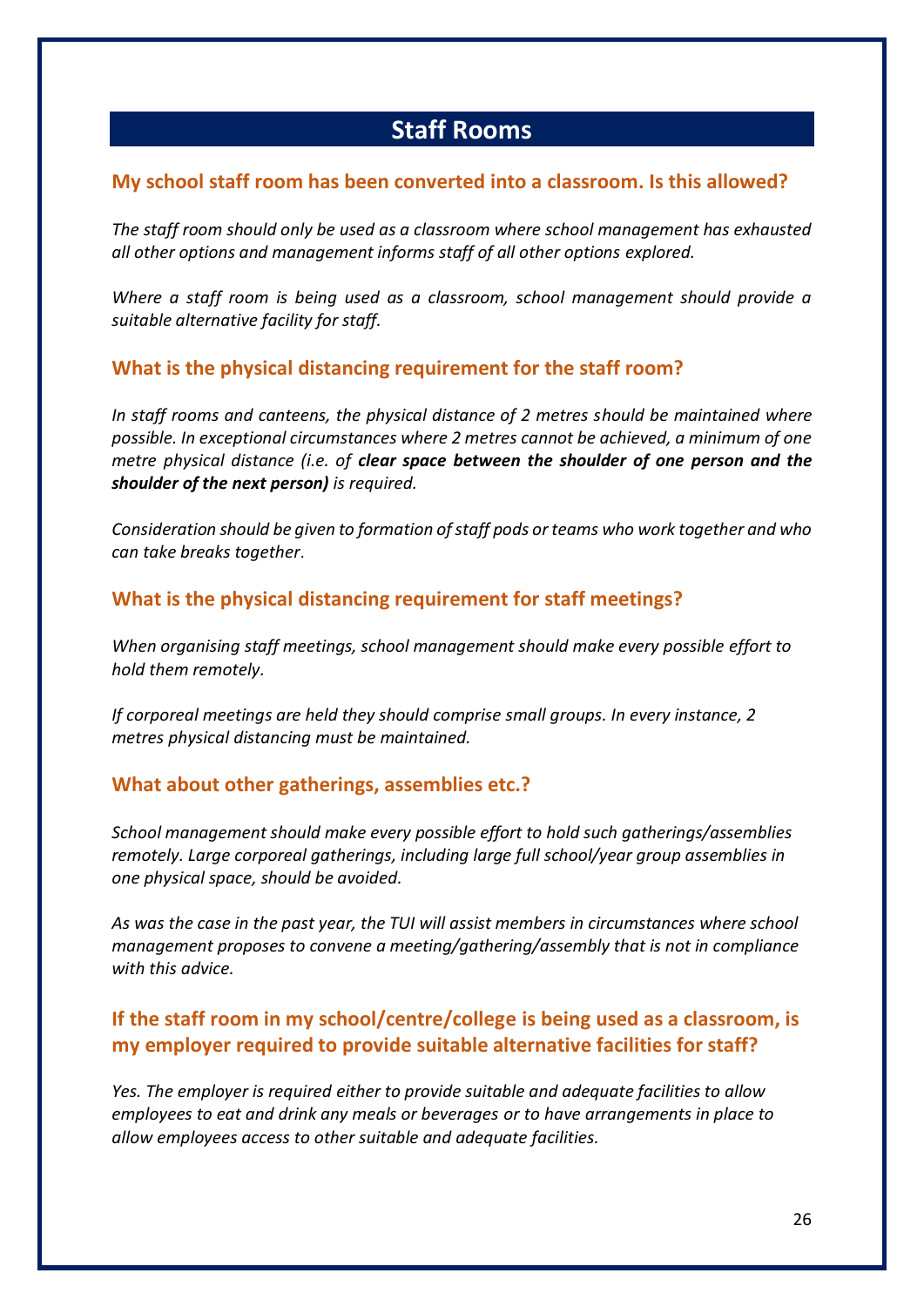## Staff Rooms

### My school staff room has been converted into a classroom. Is this allowed?

*The staff room should only be used as a classroom where school management has exhausted all other options and management informs staff of all other options explored.*

*Where a staff room is being used as a classroom, school management should provide a suitable alternative facility for staff.*

### What is the physical distancing requirement for the staff room?

*In staff rooms and canteens, the physical distance of 2 metres should be maintained where possible. In exceptional circumstances where 2 metres cannot be achieved, a minimum of one metre physical distance (i.e. of* ***clear space between the shoulder of one person and the shoulder of the next person)*** *is required.*

*Consideration should be given to formation of staff pods or teams who work together and who can take breaks together.*

### What is the physical distancing requirement for staff meetings?

*When organising staff meetings, school management should make every possible effort to hold them remotely.*

*If corporeal meetings are held they should comprise small groups. In every instance, 2 metres physical distancing must be maintained.*

### What about other gatherings, assemblies etc.?

*School management should make every possible effort to hold such gatherings/assemblies remotely. Large corporeal gatherings, including large full school/year group assemblies in one physical space, should be avoided.*

*As was the case in the past year, the TUI will assist members in circumstances where school management proposes to convene a meeting/gathering/assembly that is not in compliance with this advice.*

### If the staff room in my school/centre/college is being used as a classroom, is my employer required to provide suitable alternative facilities for staff?

*Yes. The employer is required either to provide suitable and adequate facilities to allow employees to eat and drink any meals or beverages or to have arrangements in place to allow employees access to other suitable and adequate facilities.*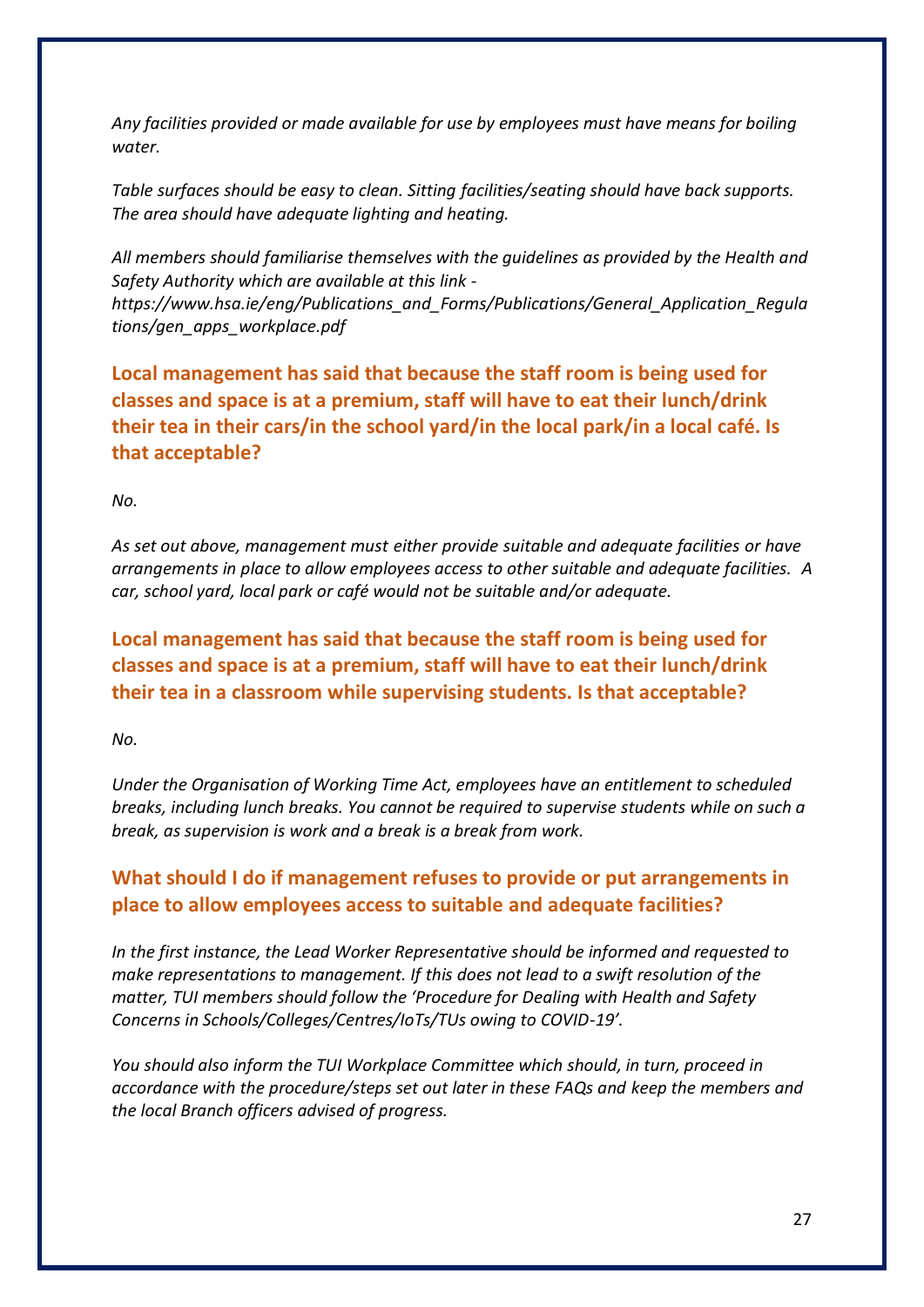*Any facilities provided or made available for use by employees must have means for boiling water.*

*Table surfaces should be easy to clean. Sitting facilities/seating should have back supports. The area should have adequate lighting and heating.*

*All members should familiarise themselves with the guidelines as provided by the Health and Safety Authority which are available at this link - https://www.hsa.ie/eng/Publications_and_Forms/Publications/General_Application_Regulations/gen_apps_workplace.pdf*

### Local management has said that because the staff room is being used for classes and space is at a premium, staff will have to eat their lunch/drink their tea in their cars/in the school yard/in the local park/in a local café. Is that acceptable?

*No.*

*As set out above, management must either provide suitable and adequate facilities or have arrangements in place to allow employees access to other suitable and adequate facilities. A car, school yard, local park or café would not be suitable and/or adequate.*

### Local management has said that because the staff room is being used for classes and space is at a premium, staff will have to eat their lunch/drink their tea in a classroom while supervising students. Is that acceptable?

*No.*

*Under the Organisation of Working Time Act, employees have an entitlement to scheduled breaks, including lunch breaks. You cannot be required to supervise students while on such a break, as supervision is work and a break is a break from work.*

### What should I do if management refuses to provide or put arrangements in place to allow employees access to suitable and adequate facilities?

*In the first instance, the Lead Worker Representative should be informed and requested to make representations to management. If this does not lead to a swift resolution of the matter, TUI members should follow the 'Procedure for Dealing with Health and Safety Concerns in Schools/Colleges/Centres/IoTs/TUs owing to COVID-19'.*

*You should also inform the TUI Workplace Committee which should, in turn, proceed in accordance with the procedure/steps set out later in these FAQs and keep the members and the local Branch officers advised of progress.*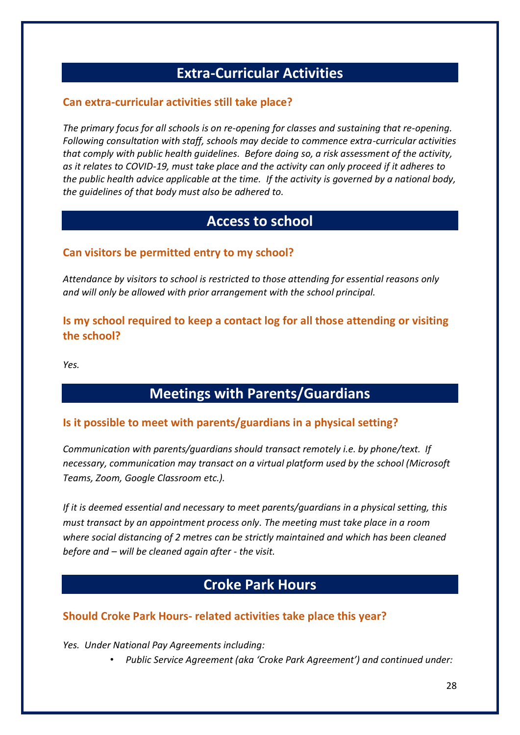## Extra-Curricular Activities

### Can extra-curricular activities still take place?

*The primary focus for all schools is on re-opening for classes and sustaining that re-opening. Following consultation with staff, schools may decide to commence extra-curricular activities that comply with public health guidelines. Before doing so, a risk assessment of the activity, as it relates to COVID-19, must take place and the activity can only proceed if it adheres to the public health advice applicable at the time. If the activity is governed by a national body, the guidelines of that body must also be adhered to.*

## Access to school

### Can visitors be permitted entry to my school?

*Attendance by visitors to school is restricted to those attending for essential reasons only and will only be allowed with prior arrangement with the school principal.*

### Is my school required to keep a contact log for all those attending or visiting the school?

*Yes.*

## Meetings with Parents/Guardians

### Is it possible to meet with parents/guardians in a physical setting?

*Communication with parents/guardians should transact remotely i.e. by phone/text. If necessary, communication may transact on a virtual platform used by the school (Microsoft Teams, Zoom, Google Classroom etc.).*

*If it is deemed essential and necessary to meet parents/guardians in a physical setting, this must transact by an appointment process only. The meeting must take place in a room where social distancing of 2 metres can be strictly maintained and which has been cleaned before and – will be cleaned again after - the visit.*

## Croke Park Hours

### Should Croke Park Hours- related activities take place this year?

*Yes. Under National Pay Agreements including:*

- *Public Service Agreement (aka 'Croke Park Agreement') and continued under:*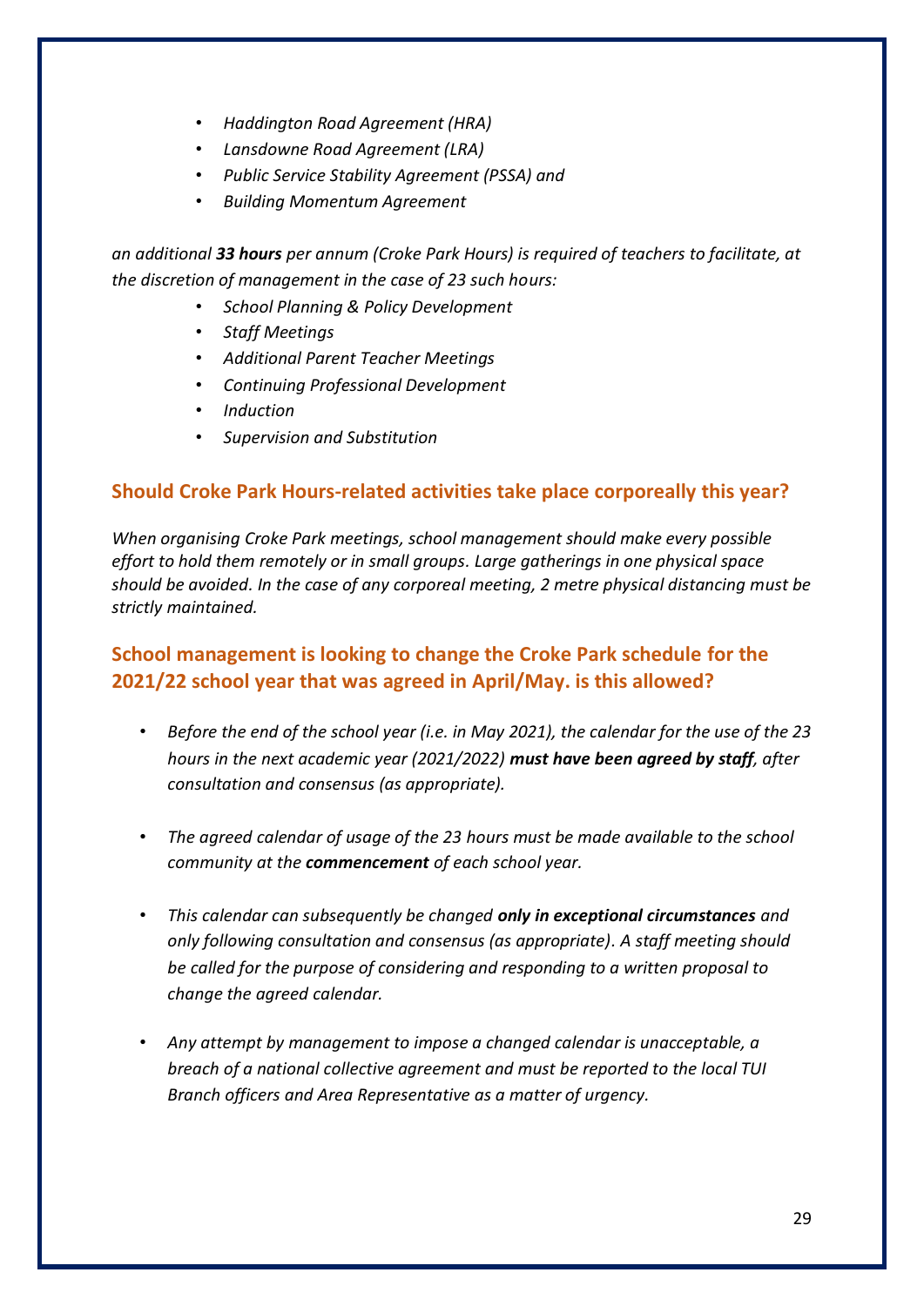- *Haddington Road Agreement (HRA)*
- *Lansdowne Road Agreement (LRA)*
- *Public Service Stability Agreement (PSSA) and*
- *Building Momentum Agreement*

*an additional **33 hours** per annum (Croke Park Hours) is required of teachers to facilitate, at the discretion of management in the case of 23 such hours:*

- *School Planning & Policy Development*
- *Staff Meetings*
- *Additional Parent Teacher Meetings*
- *Continuing Professional Development*
- *Induction*
- *Supervision and Substitution*

## Should Croke Park Hours-related activities take place corporeally this year?

*When organising Croke Park meetings, school management should make every possible effort to hold them remotely or in small groups. Large gatherings in one physical space should be avoided. In the case of any corporeal meeting, 2 metre physical distancing must be strictly maintained.*

## School management is looking to change the Croke Park schedule for the 2021/22 school year that was agreed in April/May. is this allowed?

- *Before the end of the school year (i.e. in May 2021), the calendar for the use of the 23 hours in the next academic year (2021/2022) **must have been agreed by staff**, after consultation and consensus (as appropriate).*

- *The agreed calendar of usage of the 23 hours must be made available to the school community at the **commencement** of each school year.*

- *This calendar can subsequently be changed **only in exceptional circumstances** and only following consultation and consensus (as appropriate). A staff meeting should be called for the purpose of considering and responding to a written proposal to change the agreed calendar.*

- *Any attempt by management to impose a changed calendar is unacceptable, a breach of a national collective agreement and must be reported to the local TUI Branch officers and Area Representative as a matter of urgency.*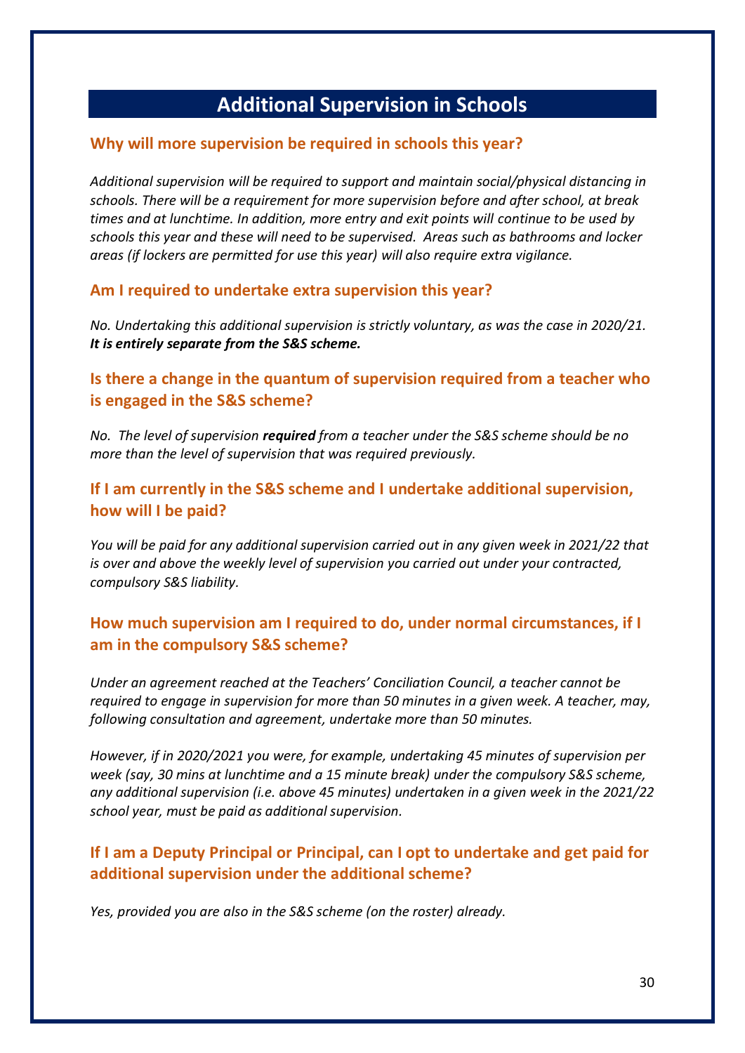# Additional Supervision in Schools

## Why will more supervision be required in schools this year?

*Additional supervision will be required to support and maintain social/physical distancing in schools. There will be a requirement for more supervision before and after school, at break times and at lunchtime. In addition, more entry and exit points will continue to be used by schools this year and these will need to be supervised. Areas such as bathrooms and locker areas (if lockers are permitted for use this year) will also require extra vigilance.*

## Am I required to undertake extra supervision this year?

*No. Undertaking this additional supervision is strictly voluntary, as was the case in 2020/21.* ***It is entirely separate from the S&S scheme.***

## Is there a change in the quantum of supervision required from a teacher who is engaged in the S&S scheme?

*No. The level of supervision* ***required*** *from a teacher under the S&S scheme should be no more than the level of supervision that was required previously.*

## If I am currently in the S&S scheme and I undertake additional supervision, how will I be paid?

*You will be paid for any additional supervision carried out in any given week in 2021/22 that is over and above the weekly level of supervision you carried out under your contracted, compulsory S&S liability.*

## How much supervision am I required to do, under normal circumstances, if I am in the compulsory S&S scheme?

*Under an agreement reached at the Teachers' Conciliation Council, a teacher cannot be required to engage in supervision for more than 50 minutes in a given week. A teacher, may, following consultation and agreement, undertake more than 50 minutes.*

*However, if in 2020/2021 you were, for example, undertaking 45 minutes of supervision per week (say, 30 mins at lunchtime and a 15 minute break) under the compulsory S&S scheme, any additional supervision (i.e. above 45 minutes) undertaken in a given week in the 2021/22 school year, must be paid as additional supervision.*

## If I am a Deputy Principal or Principal, can I opt to undertake and get paid for additional supervision under the additional scheme?

*Yes, provided you are also in the S&S scheme (on the roster) already.*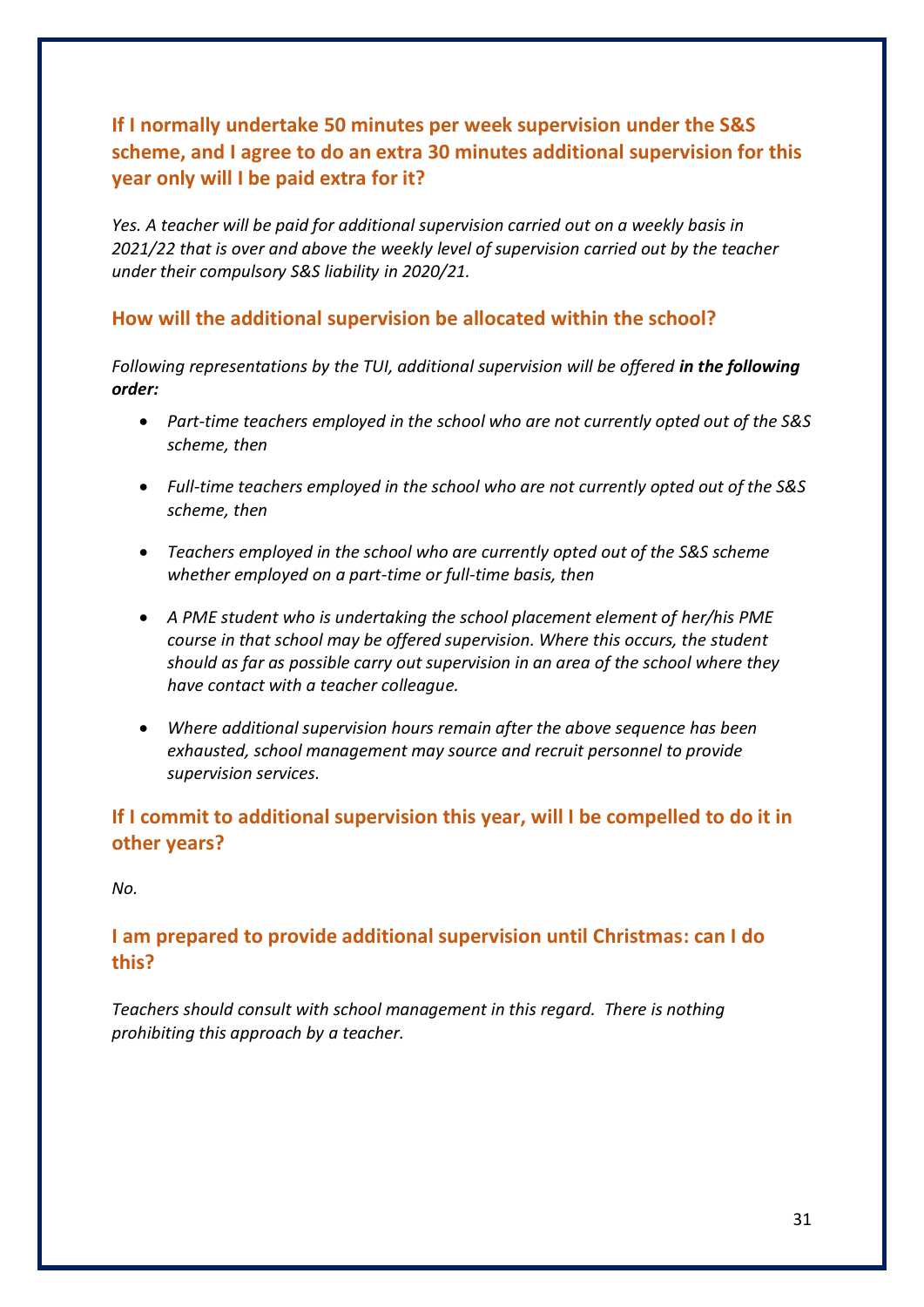### If I normally undertake 50 minutes per week supervision under the S&S scheme, and I agree to do an extra 30 minutes additional supervision for this year only will I be paid extra for it?

*Yes. A teacher will be paid for additional supervision carried out on a weekly basis in 2021/22 that is over and above the weekly level of supervision carried out by the teacher under their compulsory S&S liability in 2020/21.*

### How will the additional supervision be allocated within the school?

*Following representations by the TUI, additional supervision will be offered* ***in the following order:***

- *Part-time teachers employed in the school who are not currently opted out of the S&S scheme, then*
- *Full-time teachers employed in the school who are not currently opted out of the S&S scheme, then*
- *Teachers employed in the school who are currently opted out of the S&S scheme whether employed on a part-time or full-time basis, then*
- *A PME student who is undertaking the school placement element of her/his PME course in that school may be offered supervision. Where this occurs, the student should as far as possible carry out supervision in an area of the school where they have contact with a teacher colleague.*
- *Where additional supervision hours remain after the above sequence has been exhausted, school management may source and recruit personnel to provide supervision services.*

### If I commit to additional supervision this year, will I be compelled to do it in other years?

*No.*

### I am prepared to provide additional supervision until Christmas: can I do this?

*Teachers should consult with school management in this regard. There is nothing prohibiting this approach by a teacher.*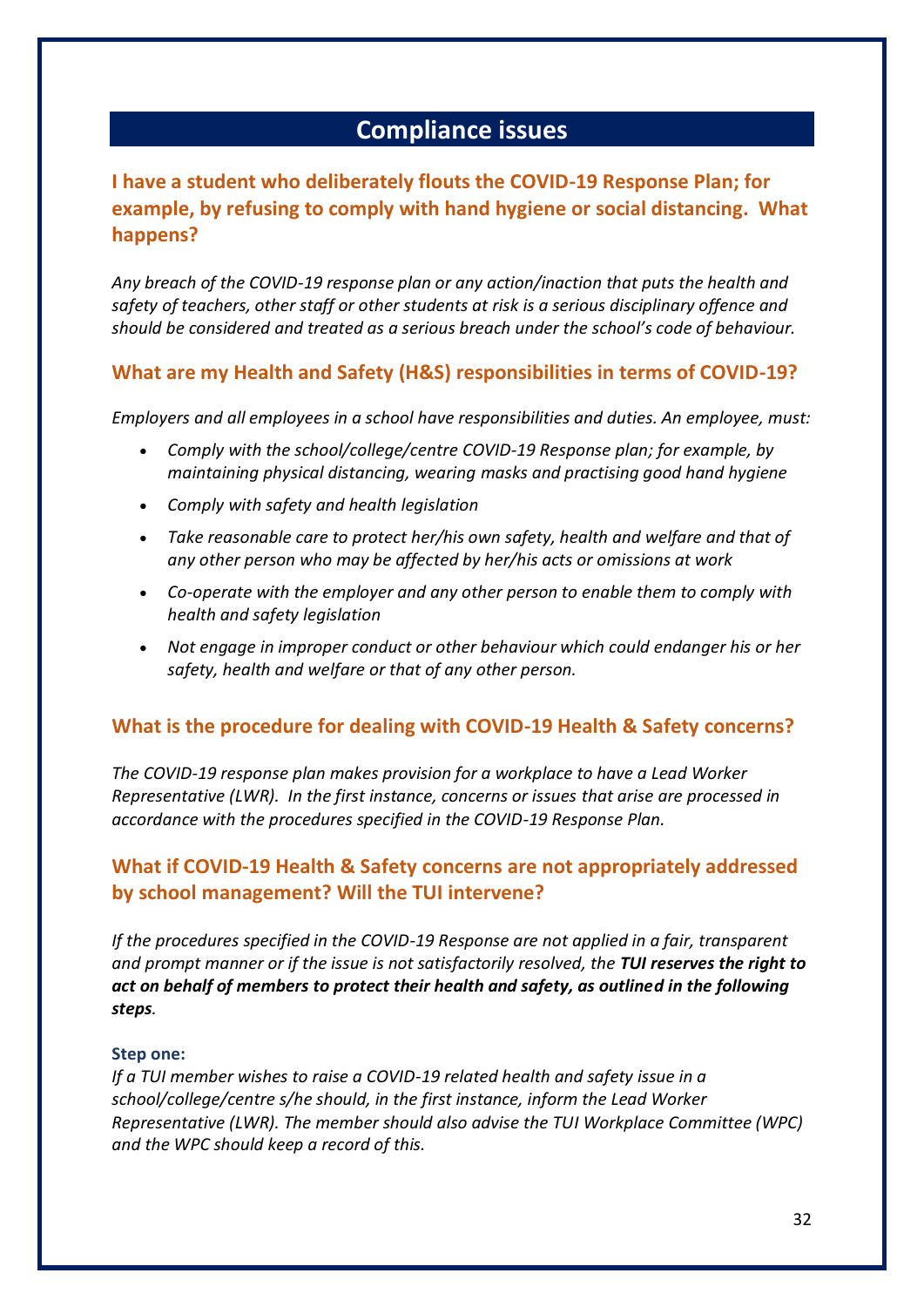# Compliance issues

## I have a student who deliberately flouts the COVID-19 Response Plan; for example, by refusing to comply with hand hygiene or social distancing. What happens?

*Any breach of the COVID-19 response plan or any action/inaction that puts the health and safety of teachers, other staff or other students at risk is a serious disciplinary offence and should be considered and treated as a serious breach under the school's code of behaviour.*

## What are my Health and Safety (H&S) responsibilities in terms of COVID-19?

*Employers and all employees in a school have responsibilities and duties. An employee, must:*

- *Comply with the school/college/centre COVID-19 Response plan; for example, by maintaining physical distancing, wearing masks and practising good hand hygiene*
- *Comply with safety and health legislation*
- *Take reasonable care to protect her/his own safety, health and welfare and that of any other person who may be affected by her/his acts or omissions at work*
- *Co-operate with the employer and any other person to enable them to comply with health and safety legislation*
- *Not engage in improper conduct or other behaviour which could endanger his or her safety, health and welfare or that of any other person.*

## What is the procedure for dealing with COVID-19 Health & Safety concerns?

*The COVID-19 response plan makes provision for a workplace to have a Lead Worker Representative (LWR). In the first instance, concerns or issues that arise are processed in accordance with the procedures specified in the COVID-19 Response Plan.*

## What if COVID-19 Health & Safety concerns are not appropriately addressed by school management? Will the TUI intervene?

*If the procedures specified in the COVID-19 Response are not applied in a fair, transparent and prompt manner or if the issue is not satisfactorily resolved, the* ***TUI reserves the right to act on behalf of members to protect their health and safety, as outlined in the following steps****.*

**Step one:**

*If a TUI member wishes to raise a COVID-19 related health and safety issue in a school/college/centre s/he should, in the first instance, inform the Lead Worker Representative (LWR). The member should also advise the TUI Workplace Committee (WPC) and the WPC should keep a record of this.*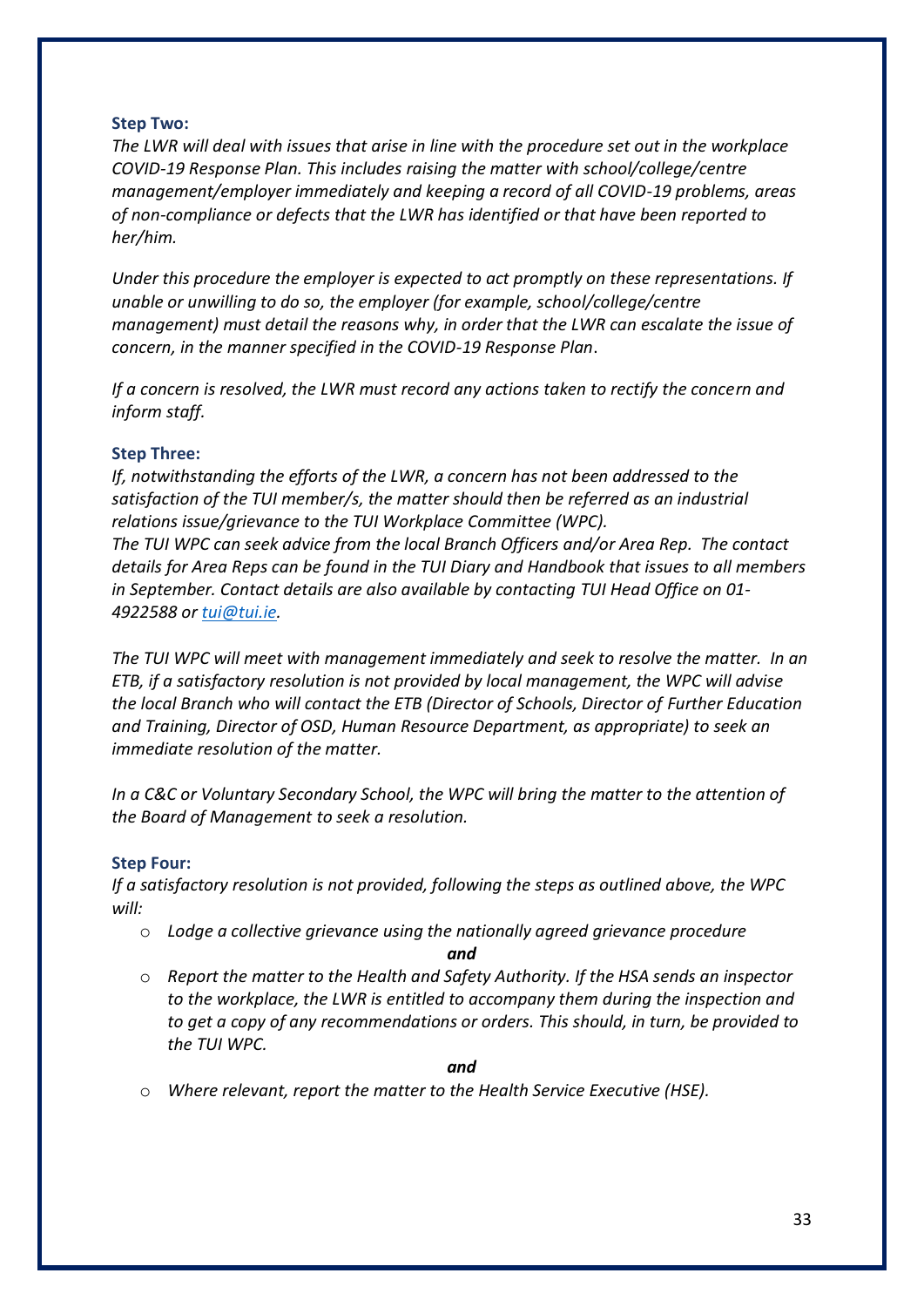**Step Two:**

*The LWR will deal with issues that arise in line with the procedure set out in the workplace COVID-19 Response Plan. This includes raising the matter with school/college/centre management/employer immediately and keeping a record of all COVID-19 problems, areas of non-compliance or defects that the LWR has identified or that have been reported to her/him.*

*Under this procedure the employer is expected to act promptly on these representations. If unable or unwilling to do so, the employer (for example, school/college/centre management) must detail the reasons why, in order that the LWR can escalate the issue of concern, in the manner specified in the COVID-19 Response Plan.*

*If a concern is resolved, the LWR must record any actions taken to rectify the concern and inform staff.*

**Step Three:**

*If, notwithstanding the efforts of the LWR, a concern has not been addressed to the satisfaction of the TUI member/s, the matter should then be referred as an industrial relations issue/grievance to the TUI Workplace Committee (WPC).*
*The TUI WPC can seek advice from the local Branch Officers and/or Area Rep. The contact details for Area Reps can be found in the TUI Diary and Handbook that issues to all members in September. Contact details are also available by contacting TUI Head Office on 01-4922588 or [tui@tui.ie](mailto:tui@tui.ie).*

*The TUI WPC will meet with management immediately and seek to resolve the matter. In an ETB, if a satisfactory resolution is not provided by local management, the WPC will advise the local Branch who will contact the ETB (Director of Schools, Director of Further Education and Training, Director of OSD, Human Resource Department, as appropriate) to seek an immediate resolution of the matter.*

*In a C&C or Voluntary Secondary School, the WPC will bring the matter to the attention of the Board of Management to seek a resolution.*

**Step Four:**

*If a satisfactory resolution is not provided, following the steps as outlined above, the WPC will:*

- *Lodge a collective grievance using the nationally agreed grievance procedure*

  ***and***

- *Report the matter to the Health and Safety Authority. If the HSA sends an inspector to the workplace, the LWR is entitled to accompany them during the inspection and to get a copy of any recommendations or orders. This should, in turn, be provided to the TUI WPC.*

  ***and***

- *Where relevant, report the matter to the Health Service Executive (HSE).*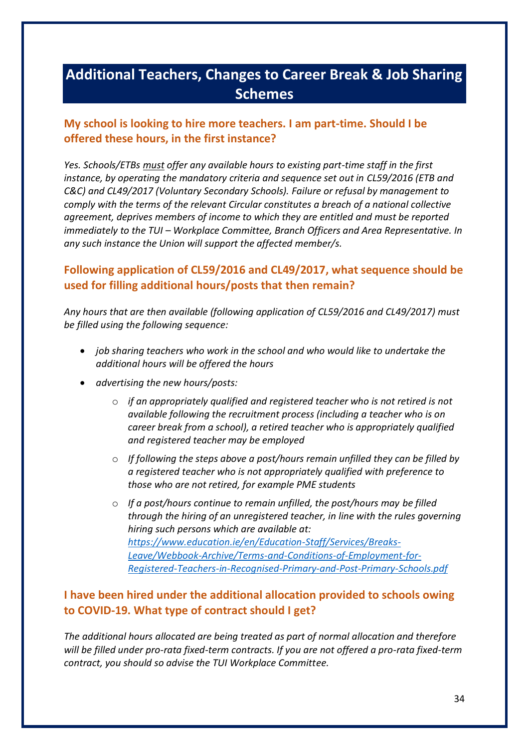# Additional Teachers, Changes to Career Break & Job Sharing Schemes

### My school is looking to hire more teachers. I am part-time. Should I be offered these hours, in the first instance?

*Yes. Schools/ETBs must offer any available hours to existing part-time staff in the first instance, by operating the mandatory criteria and sequence set out in CL59/2016 (ETB and C&C) and CL49/2017 (Voluntary Secondary Schools). Failure or refusal by management to comply with the terms of the relevant Circular constitutes a breach of a national collective agreement, deprives members of income to which they are entitled and must be reported immediately to the TUI – Workplace Committee, Branch Officers and Area Representative. In any such instance the Union will support the affected member/s.*

### Following application of CL59/2016 and CL49/2017, what sequence should be used for filling additional hours/posts that then remain?

*Any hours that are then available (following application of CL59/2016 and CL49/2017) must be filled using the following sequence:*

- *job sharing teachers who work in the school and who would like to undertake the additional hours will be offered the hours*
- *advertising the new hours/posts:*
  - *if an appropriately qualified and registered teacher who is not retired is not available following the recruitment process (including a teacher who is on career break from a school), a retired teacher who is appropriately qualified and registered teacher may be employed*
  - *If following the steps above a post/hours remain unfilled they can be filled by a registered teacher who is not appropriately qualified with preference to those who are not retired, for example PME students*
  - *If a post/hours continue to remain unfilled, the post/hours may be filled through the hiring of an unregistered teacher, in line with the rules governing hiring such persons which are available at: [https://www.education.ie/en/Education-Staff/Services/Breaks-Leave/Webbook-Archive/Terms-and-Conditions-of-Employment-for-Registered-Teachers-in-Recognised-Primary-and-Post-Primary-Schools.pdf](https://www.education.ie/en/Education-Staff/Services/Breaks-Leave/Webbook-Archive/Terms-and-Conditions-of-Employment-for-Registered-Teachers-in-Recognised-Primary-and-Post-Primary-Schools.pdf)*

### I have been hired under the additional allocation provided to schools owing to COVID-19. What type of contract should I get?

*The additional hours allocated are being treated as part of normal allocation and therefore will be filled under pro-rata fixed-term contracts. If you are not offered a pro-rata fixed-term contract, you should so advise the TUI Workplace Committee.*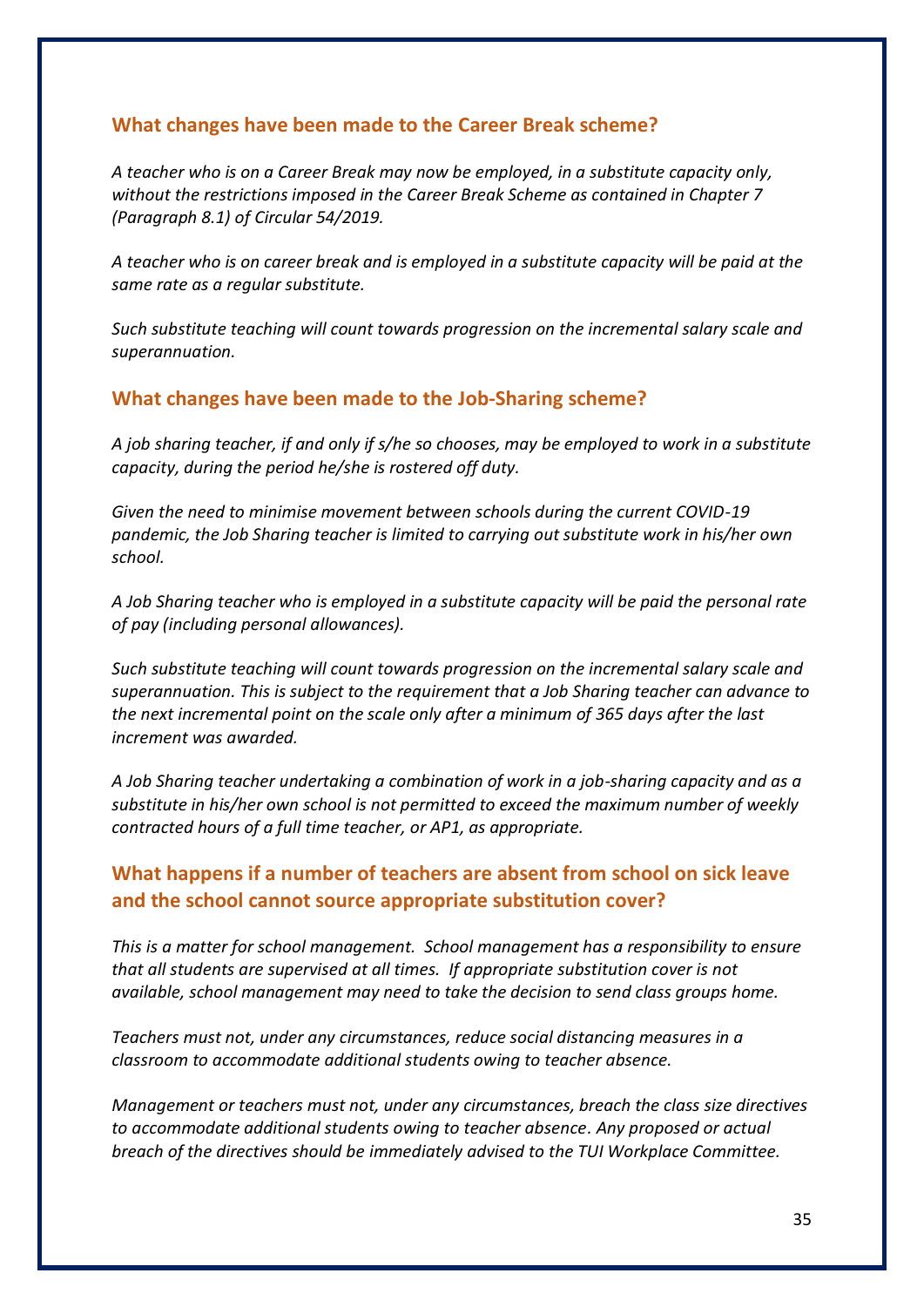### What changes have been made to the Career Break scheme?

*A teacher who is on a Career Break may now be employed, in a substitute capacity only, without the restrictions imposed in the Career Break Scheme as contained in Chapter 7 (Paragraph 8.1) of Circular 54/2019.*

*A teacher who is on career break and is employed in a substitute capacity will be paid at the same rate as a regular substitute.*

*Such substitute teaching will count towards progression on the incremental salary scale and superannuation.*

### What changes have been made to the Job-Sharing scheme?

*A job sharing teacher, if and only if s/he so chooses, may be employed to work in a substitute capacity, during the period he/she is rostered off duty.*

*Given the need to minimise movement between schools during the current COVID-19 pandemic, the Job Sharing teacher is limited to carrying out substitute work in his/her own school.*

*A Job Sharing teacher who is employed in a substitute capacity will be paid the personal rate of pay (including personal allowances).*

*Such substitute teaching will count towards progression on the incremental salary scale and superannuation. This is subject to the requirement that a Job Sharing teacher can advance to the next incremental point on the scale only after a minimum of 365 days after the last increment was awarded.*

*A Job Sharing teacher undertaking a combination of work in a job-sharing capacity and as a substitute in his/her own school is not permitted to exceed the maximum number of weekly contracted hours of a full time teacher, or AP1, as appropriate.*

### What happens if a number of teachers are absent from school on sick leave and the school cannot source appropriate substitution cover?

*This is a matter for school management. School management has a responsibility to ensure that all students are supervised at all times. If appropriate substitution cover is not available, school management may need to take the decision to send class groups home.*

*Teachers must not, under any circumstances, reduce social distancing measures in a classroom to accommodate additional students owing to teacher absence.*

*Management or teachers must not, under any circumstances, breach the class size directives to accommodate additional students owing to teacher absence. Any proposed or actual breach of the directives should be immediately advised to the TUI Workplace Committee.*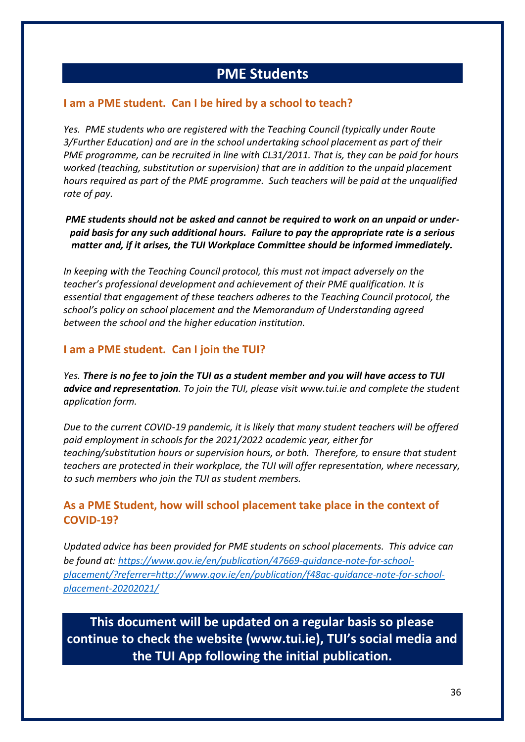## PME Students

### I am a PME student. Can I be hired by a school to teach?

*Yes. PME students who are registered with the Teaching Council (typically under Route 3/Further Education) and are in the school undertaking school placement as part of their PME programme, can be recruited in line with CL31/2011. That is, they can be paid for hours worked (teaching, substitution or supervision) that are in addition to the unpaid placement hours required as part of the PME programme. Such teachers will be paid at the unqualified rate of pay.*

***PME students should not be asked and cannot be required to work on an unpaid or under-paid basis for any such additional hours. Failure to pay the appropriate rate is a serious matter and, if it arises, the TUI Workplace Committee should be informed immediately.***

*In keeping with the Teaching Council protocol, this must not impact adversely on the teacher's professional development and achievement of their PME qualification. It is essential that engagement of these teachers adheres to the Teaching Council protocol, the school's policy on school placement and the Memorandum of Understanding agreed between the school and the higher education institution.*

### I am a PME student. Can I join the TUI?

*Yes. **There is no fee to join the TUI as a student member and you will have access to TUI advice and representation**. To join the TUI, please visit www.tui.ie and complete the student application form.*

*Due to the current COVID-19 pandemic, it is likely that many student teachers will be offered paid employment in schools for the 2021/2022 academic year, either for teaching/substitution hours or supervision hours, or both. Therefore, to ensure that student teachers are protected in their workplace, the TUI will offer representation, where necessary, to such members who join the TUI as student members.*

### As a PME Student, how will school placement take place in the context of COVID-19?

*Updated advice has been provided for PME students on school placements. This advice can be found at: [https://www.gov.ie/en/publication/47669-guidance-note-for-school-placement/?referrer=http://www.gov.ie/en/publication/f48ac-guidance-note-for-school-placement-20202021/](https://www.gov.ie/en/publication/47669-guidance-note-for-school-placement/?referrer=http://www.gov.ie/en/publication/f48ac-guidance-note-for-school-placement-20202021/)*

**This document will be updated on a regular basis so please continue to check the website (www.tui.ie), TUI's social media and the TUI App following the initial publication.**